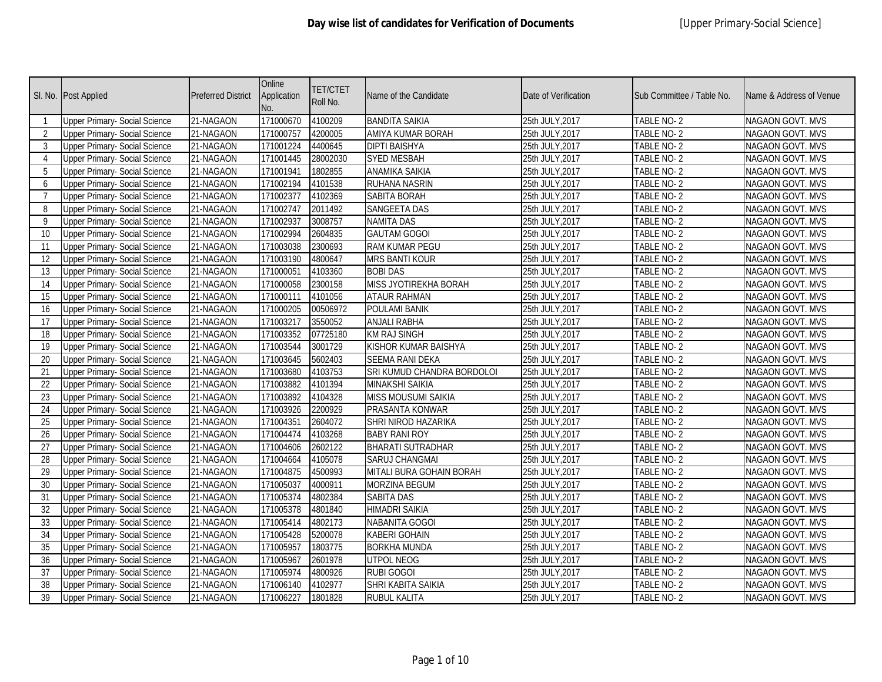# Day wise list of candidates for Verification of Documents

[Upper Primary-Social Science]

| Sl. No. | Post Applied | Preferred District | Online Application No. | TET/CTET Roll No. | Name of the Candidate | Date of Verification | Sub Committee / Table No. | Name & Address of Venue |
|---|---|---|---|---|---|---|---|---|
| 1 | Upper Primary- Social Science | 21-NAGAON | 171000670 | 4100209 | BANDITA SAIKIA | 25th JULY,2017 | TABLE NO- 2 | NAGAON GOVT. MVS |
| 2 | Upper Primary- Social Science | 21-NAGAON | 171000757 | 4200005 | AMIYA KUMAR BORAH | 25th JULY,2017 | TABLE NO- 2 | NAGAON GOVT. MVS |
| 3 | Upper Primary- Social Science | 21-NAGAON | 171001224 | 4400645 | DIPTI BAISHYA | 25th JULY,2017 | TABLE NO- 2 | NAGAON GOVT. MVS |
| 4 | Upper Primary- Social Science | 21-NAGAON | 171001445 | 28002030 | SYED MESBAH | 25th JULY,2017 | TABLE NO- 2 | NAGAON GOVT. MVS |
| 5 | Upper Primary- Social Science | 21-NAGAON | 171001941 | 1802855 | ANAMIKA SAIKIA | 25th JULY,2017 | TABLE NO- 2 | NAGAON GOVT. MVS |
| 6 | Upper Primary- Social Science | 21-NAGAON | 171002194 | 4101538 | RUHANA NASRIN | 25th JULY,2017 | TABLE NO- 2 | NAGAON GOVT. MVS |
| 7 | Upper Primary- Social Science | 21-NAGAON | 171002377 | 4102369 | SABITA BORAH | 25th JULY,2017 | TABLE NO- 2 | NAGAON GOVT. MVS |
| 8 | Upper Primary- Social Science | 21-NAGAON | 171002747 | 2011492 | SANGEETA DAS | 25th JULY,2017 | TABLE NO- 2 | NAGAON GOVT. MVS |
| 9 | Upper Primary- Social Science | 21-NAGAON | 171002937 | 3008757 | NAMITA DAS | 25th JULY,2017 | TABLE NO- 2 | NAGAON GOVT. MVS |
| 10 | Upper Primary- Social Science | 21-NAGAON | 171002994 | 2604835 | GAUTAM GOGOI | 25th JULY,2017 | TABLE NO- 2 | NAGAON GOVT. MVS |
| 11 | Upper Primary- Social Science | 21-NAGAON | 171003038 | 2300693 | RAM KUMAR PEGU | 25th JULY,2017 | TABLE NO- 2 | NAGAON GOVT. MVS |
| 12 | Upper Primary- Social Science | 21-NAGAON | 171003190 | 4800647 | MRS BANTI KOUR | 25th JULY,2017 | TABLE NO- 2 | NAGAON GOVT. MVS |
| 13 | Upper Primary- Social Science | 21-NAGAON | 171000051 | 4103360 | BOBI DAS | 25th JULY,2017 | TABLE NO- 2 | NAGAON GOVT. MVS |
| 14 | Upper Primary- Social Science | 21-NAGAON | 171000058 | 2300158 | MISS JYOTIREKHA BORAH | 25th JULY,2017 | TABLE NO- 2 | NAGAON GOVT. MVS |
| 15 | Upper Primary- Social Science | 21-NAGAON | 171000111 | 4101056 | ATAUR RAHMAN | 25th JULY,2017 | TABLE NO- 2 | NAGAON GOVT. MVS |
| 16 | Upper Primary- Social Science | 21-NAGAON | 171000205 | 00506972 | POULAMI BANIK | 25th JULY,2017 | TABLE NO- 2 | NAGAON GOVT. MVS |
| 17 | Upper Primary- Social Science | 21-NAGAON | 171003217 | 3550052 | ANJALI RABHA | 25th JULY,2017 | TABLE NO- 2 | NAGAON GOVT. MVS |
| 18 | Upper Primary- Social Science | 21-NAGAON | 171003352 | 07725180 | KM RAJ SINGH | 25th JULY,2017 | TABLE NO- 2 | NAGAON GOVT. MVS |
| 19 | Upper Primary- Social Science | 21-NAGAON | 171003544 | 3001729 | KISHOR KUMAR BAISHYA | 25th JULY,2017 | TABLE NO- 2 | NAGAON GOVT. MVS |
| 20 | Upper Primary- Social Science | 21-NAGAON | 171003645 | 5602403 | SEEMA RANI DEKA | 25th JULY,2017 | TABLE NO- 2 | NAGAON GOVT. MVS |
| 21 | Upper Primary- Social Science | 21-NAGAON | 171003680 | 4103753 | SRI KUMUD CHANDRA BORDOLOI | 25th JULY,2017 | TABLE NO- 2 | NAGAON GOVT. MVS |
| 22 | Upper Primary- Social Science | 21-NAGAON | 171003882 | 4101394 | MINAKSHI SAIKIA | 25th JULY,2017 | TABLE NO- 2 | NAGAON GOVT. MVS |
| 23 | Upper Primary- Social Science | 21-NAGAON | 171003892 | 4104328 | MISS MOUSUMI SAIKIA | 25th JULY,2017 | TABLE NO- 2 | NAGAON GOVT. MVS |
| 24 | Upper Primary- Social Science | 21-NAGAON | 171003926 | 2200929 | PRASANTA KONWAR | 25th JULY,2017 | TABLE NO- 2 | NAGAON GOVT. MVS |
| 25 | Upper Primary- Social Science | 21-NAGAON | 171004351 | 2604072 | SHRI NIROD HAZARIKA | 25th JULY,2017 | TABLE NO- 2 | NAGAON GOVT. MVS |
| 26 | Upper Primary- Social Science | 21-NAGAON | 171004474 | 4103268 | BABY RANI ROY | 25th JULY,2017 | TABLE NO- 2 | NAGAON GOVT. MVS |
| 27 | Upper Primary- Social Science | 21-NAGAON | 171004606 | 2602122 | BHARATI SUTRADHAR | 25th JULY,2017 | TABLE NO- 2 | NAGAON GOVT. MVS |
| 28 | Upper Primary- Social Science | 21-NAGAON | 171004664 | 4105078 | SARUJ CHANGMAI | 25th JULY,2017 | TABLE NO- 2 | NAGAON GOVT. MVS |
| 29 | Upper Primary- Social Science | 21-NAGAON | 171004875 | 4500993 | MITALI BURA GOHAIN BORAH | 25th JULY,2017 | TABLE NO- 2 | NAGAON GOVT. MVS |
| 30 | Upper Primary- Social Science | 21-NAGAON | 171005037 | 4000911 | MORZINA BEGUM | 25th JULY,2017 | TABLE NO- 2 | NAGAON GOVT. MVS |
| 31 | Upper Primary- Social Science | 21-NAGAON | 171005374 | 4802384 | SABITA DAS | 25th JULY,2017 | TABLE NO- 2 | NAGAON GOVT. MVS |
| 32 | Upper Primary- Social Science | 21-NAGAON | 171005378 | 4801840 | HIMADRI SAIKIA | 25th JULY,2017 | TABLE NO- 2 | NAGAON GOVT. MVS |
| 33 | Upper Primary- Social Science | 21-NAGAON | 171005414 | 4802173 | NABANITA GOGOI | 25th JULY,2017 | TABLE NO- 2 | NAGAON GOVT. MVS |
| 34 | Upper Primary- Social Science | 21-NAGAON | 171005428 | 5200078 | KABERI GOHAIN | 25th JULY,2017 | TABLE NO- 2 | NAGAON GOVT. MVS |
| 35 | Upper Primary- Social Science | 21-NAGAON | 171005957 | 1803775 | BORKHA MUNDA | 25th JULY,2017 | TABLE NO- 2 | NAGAON GOVT. MVS |
| 36 | Upper Primary- Social Science | 21-NAGAON | 171005967 | 2601978 | UTPOL NEOG | 25th JULY,2017 | TABLE NO- 2 | NAGAON GOVT. MVS |
| 37 | Upper Primary- Social Science | 21-NAGAON | 171005974 | 4800926 | RUBI GOGOI | 25th JULY,2017 | TABLE NO- 2 | NAGAON GOVT. MVS |
| 38 | Upper Primary- Social Science | 21-NAGAON | 171006140 | 4102977 | SHRI KABITA SAIKIA | 25th JULY,2017 | TABLE NO- 2 | NAGAON GOVT. MVS |
| 39 | Upper Primary- Social Science | 21-NAGAON | 171006227 | 1801828 | RUBUL KALITA | 25th JULY,2017 | TABLE NO- 2 | NAGAON GOVT. MVS |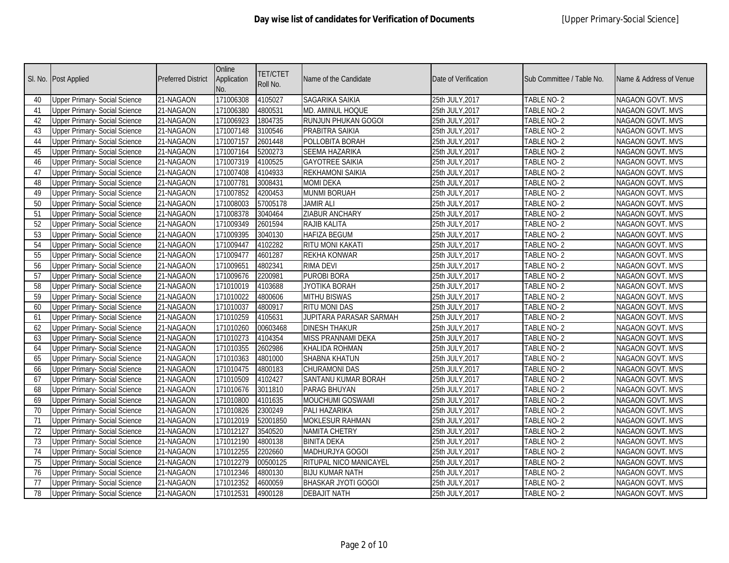**Day wise list of candidates for Verification of Documents** [Upper Primary-Social Science]

| Sl. No. | Post Applied | Preferred District | Online Application No. | TET/CTET Roll No. | Name of the Candidate | Date of Verification | Sub Committee / Table No. | Name & Address of Venue |
|---|---|---|---|---|---|---|---|---|
| 40 | Upper Primary- Social Science | 21-NAGAON | 171006308 | 4105027 | SAGARIKA SAIKIA | 25th JULY,2017 | TABLE NO- 2 | NAGAON GOVT. MVS |
| 41 | Upper Primary- Social Science | 21-NAGAON | 171006380 | 4800531 | MD. AMINUL HOQUE | 25th JULY,2017 | TABLE NO- 2 | NAGAON GOVT. MVS |
| 42 | Upper Primary- Social Science | 21-NAGAON | 171006923 | 1804735 | RUNJUN PHUKAN GOGOI | 25th JULY,2017 | TABLE NO- 2 | NAGAON GOVT. MVS |
| 43 | Upper Primary- Social Science | 21-NAGAON | 171007148 | 3100546 | PRABITRA SAIKIA | 25th JULY,2017 | TABLE NO- 2 | NAGAON GOVT. MVS |
| 44 | Upper Primary- Social Science | 21-NAGAON | 171007157 | 2601448 | POLLOBITA BORAH | 25th JULY,2017 | TABLE NO- 2 | NAGAON GOVT. MVS |
| 45 | Upper Primary- Social Science | 21-NAGAON | 171007164 | 5200273 | SEEMA HAZARIKA | 25th JULY,2017 | TABLE NO- 2 | NAGAON GOVT. MVS |
| 46 | Upper Primary- Social Science | 21-NAGAON | 171007319 | 4100525 | GAYOTREE SAIKIA | 25th JULY,2017 | TABLE NO- 2 | NAGAON GOVT. MVS |
| 47 | Upper Primary- Social Science | 21-NAGAON | 171007408 | 4104933 | REKHAMONI SAIKIA | 25th JULY,2017 | TABLE NO- 2 | NAGAON GOVT. MVS |
| 48 | Upper Primary- Social Science | 21-NAGAON | 171007781 | 3008431 | MOMI DEKA | 25th JULY,2017 | TABLE NO- 2 | NAGAON GOVT. MVS |
| 49 | Upper Primary- Social Science | 21-NAGAON | 171007852 | 4200453 | MUNMI BORUAH | 25th JULY,2017 | TABLE NO- 2 | NAGAON GOVT. MVS |
| 50 | Upper Primary- Social Science | 21-NAGAON | 171008003 | 57005178 | JAMIR ALI | 25th JULY,2017 | TABLE NO- 2 | NAGAON GOVT. MVS |
| 51 | Upper Primary- Social Science | 21-NAGAON | 171008378 | 3040464 | ZIABUR ANCHARY | 25th JULY,2017 | TABLE NO- 2 | NAGAON GOVT. MVS |
| 52 | Upper Primary- Social Science | 21-NAGAON | 171009349 | 2601594 | RAJIB KALITA | 25th JULY,2017 | TABLE NO- 2 | NAGAON GOVT. MVS |
| 53 | Upper Primary- Social Science | 21-NAGAON | 171009395 | 3040130 | HAFIZA BEGUM | 25th JULY,2017 | TABLE NO- 2 | NAGAON GOVT. MVS |
| 54 | Upper Primary- Social Science | 21-NAGAON | 171009447 | 4102282 | RITU MONI KAKATI | 25th JULY,2017 | TABLE NO- 2 | NAGAON GOVT. MVS |
| 55 | Upper Primary- Social Science | 21-NAGAON | 171009477 | 4601287 | REKHA KONWAR | 25th JULY,2017 | TABLE NO- 2 | NAGAON GOVT. MVS |
| 56 | Upper Primary- Social Science | 21-NAGAON | 171009651 | 4802341 | RIMA DEVI | 25th JULY,2017 | TABLE NO- 2 | NAGAON GOVT. MVS |
| 57 | Upper Primary- Social Science | 21-NAGAON | 171009676 | 2200981 | PUROBI BORA | 25th JULY,2017 | TABLE NO- 2 | NAGAON GOVT. MVS |
| 58 | Upper Primary- Social Science | 21-NAGAON | 171010019 | 4103688 | JYOTIKA BORAH | 25th JULY,2017 | TABLE NO- 2 | NAGAON GOVT. MVS |
| 59 | Upper Primary- Social Science | 21-NAGAON | 171010022 | 4800606 | MITHU BISWAS | 25th JULY,2017 | TABLE NO- 2 | NAGAON GOVT. MVS |
| 60 | Upper Primary- Social Science | 21-NAGAON | 171010037 | 4800917 | RITU MONI DAS | 25th JULY,2017 | TABLE NO- 2 | NAGAON GOVT. MVS |
| 61 | Upper Primary- Social Science | 21-NAGAON | 171010259 | 4105631 | JUPITARA PARASAR SARMAH | 25th JULY,2017 | TABLE NO- 2 | NAGAON GOVT. MVS |
| 62 | Upper Primary- Social Science | 21-NAGAON | 171010260 | 00603468 | DINESH THAKUR | 25th JULY,2017 | TABLE NO- 2 | NAGAON GOVT. MVS |
| 63 | Upper Primary- Social Science | 21-NAGAON | 171010273 | 4104354 | MISS PRANNAMI DEKA | 25th JULY,2017 | TABLE NO- 2 | NAGAON GOVT. MVS |
| 64 | Upper Primary- Social Science | 21-NAGAON | 171010355 | 2602986 | KHALIDA ROHMAN | 25th JULY,2017 | TABLE NO- 2 | NAGAON GOVT. MVS |
| 65 | Upper Primary- Social Science | 21-NAGAON | 171010363 | 4801000 | SHABNA KHATUN | 25th JULY,2017 | TABLE NO- 2 | NAGAON GOVT. MVS |
| 66 | Upper Primary- Social Science | 21-NAGAON | 171010475 | 4800183 | CHURAMONI DAS | 25th JULY,2017 | TABLE NO- 2 | NAGAON GOVT. MVS |
| 67 | Upper Primary- Social Science | 21-NAGAON | 171010509 | 4102427 | SANTANU KUMAR BORAH | 25th JULY,2017 | TABLE NO- 2 | NAGAON GOVT. MVS |
| 68 | Upper Primary- Social Science | 21-NAGAON | 171010676 | 3011810 | PARAG BHUYAN | 25th JULY,2017 | TABLE NO- 2 | NAGAON GOVT. MVS |
| 69 | Upper Primary- Social Science | 21-NAGAON | 171010800 | 4101635 | MOUCHUMI GOSWAMI | 25th JULY,2017 | TABLE NO- 2 | NAGAON GOVT. MVS |
| 70 | Upper Primary- Social Science | 21-NAGAON | 171010826 | 2300249 | PALI HAZARIKA | 25th JULY,2017 | TABLE NO- 2 | NAGAON GOVT. MVS |
| 71 | Upper Primary- Social Science | 21-NAGAON | 171012019 | 52001850 | MOKLESUR RAHMAN | 25th JULY,2017 | TABLE NO- 2 | NAGAON GOVT. MVS |
| 72 | Upper Primary- Social Science | 21-NAGAON | 171012127 | 3540520 | NAMITA CHETRY | 25th JULY,2017 | TABLE NO- 2 | NAGAON GOVT. MVS |
| 73 | Upper Primary- Social Science | 21-NAGAON | 171012190 | 4800138 | BINITA DEKA | 25th JULY,2017 | TABLE NO- 2 | NAGAON GOVT. MVS |
| 74 | Upper Primary- Social Science | 21-NAGAON | 171012255 | 2202660 | MADHURJYA GOGOI | 25th JULY,2017 | TABLE NO- 2 | NAGAON GOVT. MVS |
| 75 | Upper Primary- Social Science | 21-NAGAON | 171012279 | 00500125 | RITUPAL NICO MANICAYEL | 25th JULY,2017 | TABLE NO- 2 | NAGAON GOVT. MVS |
| 76 | Upper Primary- Social Science | 21-NAGAON | 171012346 | 4800130 | BIJU KUMAR NATH | 25th JULY,2017 | TABLE NO- 2 | NAGAON GOVT. MVS |
| 77 | Upper Primary- Social Science | 21-NAGAON | 171012352 | 4600059 | BHASKAR JYOTI GOGOI | 25th JULY,2017 | TABLE NO- 2 | NAGAON GOVT. MVS |
| 78 | Upper Primary- Social Science | 21-NAGAON | 171012531 | 4900128 | DEBAJIT NATH | 25th JULY,2017 | TABLE NO- 2 | NAGAON GOVT. MVS |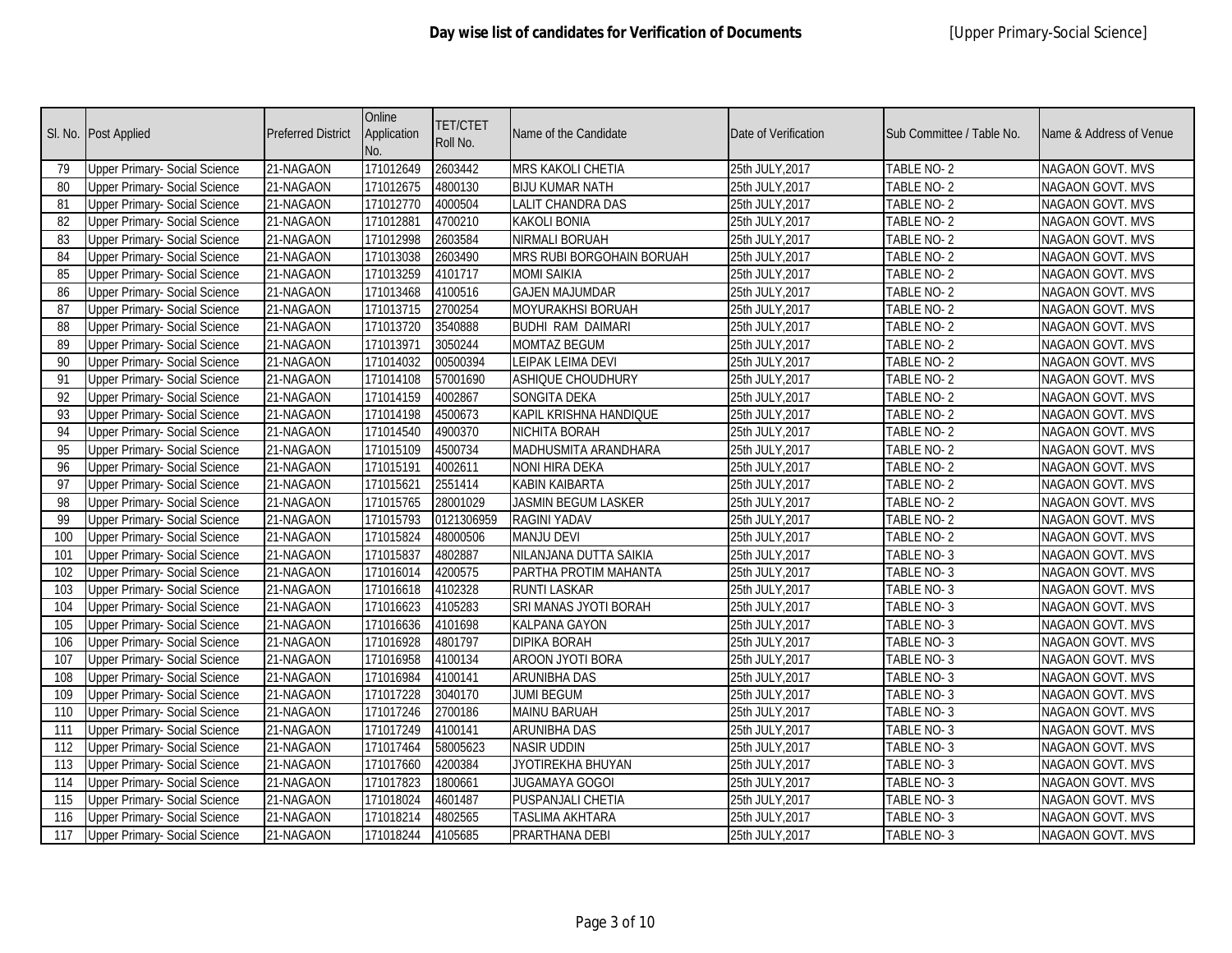**Day wise list of candidates for Verification of Documents** [Upper Primary-Social Science]

| Sl. No. | Post Applied | Preferred District | Online Application No. | TET/CTET Roll No. | Name of the Candidate | Date of Verification | Sub Committee / Table No. | Name & Address of Venue |
|---|---|---|---|---|---|---|---|---|
| 79 | Upper Primary- Social Science | 21-NAGAON | 171012649 | 2603442 | MRS KAKOLI CHETIA | 25th JULY,2017 | TABLE NO- 2 | NAGAON GOVT. MVS |
| 80 | Upper Primary- Social Science | 21-NAGAON | 171012675 | 4800130 | BIJU KUMAR NATH | 25th JULY,2017 | TABLE NO- 2 | NAGAON GOVT. MVS |
| 81 | Upper Primary- Social Science | 21-NAGAON | 171012770 | 4000504 | LALIT CHANDRA DAS | 25th JULY,2017 | TABLE NO- 2 | NAGAON GOVT. MVS |
| 82 | Upper Primary- Social Science | 21-NAGAON | 171012881 | 4700210 | KAKOLI BONIA | 25th JULY,2017 | TABLE NO- 2 | NAGAON GOVT. MVS |
| 83 | Upper Primary- Social Science | 21-NAGAON | 171012998 | 2603584 | NIRMALI BORUAH | 25th JULY,2017 | TABLE NO- 2 | NAGAON GOVT. MVS |
| 84 | Upper Primary- Social Science | 21-NAGAON | 171013038 | 2603490 | MRS RUBI BORGOHAIN BORUAH | 25th JULY,2017 | TABLE NO- 2 | NAGAON GOVT. MVS |
| 85 | Upper Primary- Social Science | 21-NAGAON | 171013259 | 4101717 | MOMI SAIKIA | 25th JULY,2017 | TABLE NO- 2 | NAGAON GOVT. MVS |
| 86 | Upper Primary- Social Science | 21-NAGAON | 171013468 | 4100516 | GAJEN MAJUMDAR | 25th JULY,2017 | TABLE NO- 2 | NAGAON GOVT. MVS |
| 87 | Upper Primary- Social Science | 21-NAGAON | 171013715 | 2700254 | MOYURAKHSI BORUAH | 25th JULY,2017 | TABLE NO- 2 | NAGAON GOVT. MVS |
| 88 | Upper Primary- Social Science | 21-NAGAON | 171013720 | 3540888 | BUDHI RAM DAIMARI | 25th JULY,2017 | TABLE NO- 2 | NAGAON GOVT. MVS |
| 89 | Upper Primary- Social Science | 21-NAGAON | 171013971 | 3050244 | MOMTAZ BEGUM | 25th JULY,2017 | TABLE NO- 2 | NAGAON GOVT. MVS |
| 90 | Upper Primary- Social Science | 21-NAGAON | 171014032 | 00500394 | LEIPAK LEIMA DEVI | 25th JULY,2017 | TABLE NO- 2 | NAGAON GOVT. MVS |
| 91 | Upper Primary- Social Science | 21-NAGAON | 171014108 | 57001690 | ASHIQUE CHOUDHURY | 25th JULY,2017 | TABLE NO- 2 | NAGAON GOVT. MVS |
| 92 | Upper Primary- Social Science | 21-NAGAON | 171014159 | 4002867 | SONGITA DEKA | 25th JULY,2017 | TABLE NO- 2 | NAGAON GOVT. MVS |
| 93 | Upper Primary- Social Science | 21-NAGAON | 171014198 | 4500673 | KAPIL KRISHNA HANDIQUE | 25th JULY,2017 | TABLE NO- 2 | NAGAON GOVT. MVS |
| 94 | Upper Primary- Social Science | 21-NAGAON | 171014540 | 4900370 | NICHITA BORAH | 25th JULY,2017 | TABLE NO- 2 | NAGAON GOVT. MVS |
| 95 | Upper Primary- Social Science | 21-NAGAON | 171015109 | 4500734 | MADHUSMITA ARANDHARA | 25th JULY,2017 | TABLE NO- 2 | NAGAON GOVT. MVS |
| 96 | Upper Primary- Social Science | 21-NAGAON | 171015191 | 4002611 | NONI HIRA DEKA | 25th JULY,2017 | TABLE NO- 2 | NAGAON GOVT. MVS |
| 97 | Upper Primary- Social Science | 21-NAGAON | 171015621 | 2551414 | KABIN KAIBARTA | 25th JULY,2017 | TABLE NO- 2 | NAGAON GOVT. MVS |
| 98 | Upper Primary- Social Science | 21-NAGAON | 171015765 | 28001029 | JASMIN BEGUM LASKER | 25th JULY,2017 | TABLE NO- 2 | NAGAON GOVT. MVS |
| 99 | Upper Primary- Social Science | 21-NAGAON | 171015793 | 0121306959 | RAGINI YADAV | 25th JULY,2017 | TABLE NO- 2 | NAGAON GOVT. MVS |
| 100 | Upper Primary- Social Science | 21-NAGAON | 171015824 | 48000506 | MANJU DEVI | 25th JULY,2017 | TABLE NO- 2 | NAGAON GOVT. MVS |
| 101 | Upper Primary- Social Science | 21-NAGAON | 171015837 | 4802887 | NILANJANA DUTTA SAIKIA | 25th JULY,2017 | TABLE NO- 3 | NAGAON GOVT. MVS |
| 102 | Upper Primary- Social Science | 21-NAGAON | 171016014 | 4200575 | PARTHA PROTIM MAHANTA | 25th JULY,2017 | TABLE NO- 3 | NAGAON GOVT. MVS |
| 103 | Upper Primary- Social Science | 21-NAGAON | 171016618 | 4102328 | RUNTI LASKAR | 25th JULY,2017 | TABLE NO- 3 | NAGAON GOVT. MVS |
| 104 | Upper Primary- Social Science | 21-NAGAON | 171016623 | 4105283 | SRI MANAS JYOTI BORAH | 25th JULY,2017 | TABLE NO- 3 | NAGAON GOVT. MVS |
| 105 | Upper Primary- Social Science | 21-NAGAON | 171016636 | 4101698 | KALPANA GAYON | 25th JULY,2017 | TABLE NO- 3 | NAGAON GOVT. MVS |
| 106 | Upper Primary- Social Science | 21-NAGAON | 171016928 | 4801797 | DIPIKA BORAH | 25th JULY,2017 | TABLE NO- 3 | NAGAON GOVT. MVS |
| 107 | Upper Primary- Social Science | 21-NAGAON | 171016958 | 4100134 | AROON JYOTI BORA | 25th JULY,2017 | TABLE NO- 3 | NAGAON GOVT. MVS |
| 108 | Upper Primary- Social Science | 21-NAGAON | 171016984 | 4100141 | ARUNIBHA DAS | 25th JULY,2017 | TABLE NO- 3 | NAGAON GOVT. MVS |
| 109 | Upper Primary- Social Science | 21-NAGAON | 171017228 | 3040170 | JUMI BEGUM | 25th JULY,2017 | TABLE NO- 3 | NAGAON GOVT. MVS |
| 110 | Upper Primary- Social Science | 21-NAGAON | 171017246 | 2700186 | MAINU BARUAH | 25th JULY,2017 | TABLE NO- 3 | NAGAON GOVT. MVS |
| 111 | Upper Primary- Social Science | 21-NAGAON | 171017249 | 4100141 | ARUNIBHA DAS | 25th JULY,2017 | TABLE NO- 3 | NAGAON GOVT. MVS |
| 112 | Upper Primary- Social Science | 21-NAGAON | 171017464 | 58005623 | NASIR UDDIN | 25th JULY,2017 | TABLE NO- 3 | NAGAON GOVT. MVS |
| 113 | Upper Primary- Social Science | 21-NAGAON | 171017660 | 4200384 | JYOTIREKHA BHUYAN | 25th JULY,2017 | TABLE NO- 3 | NAGAON GOVT. MVS |
| 114 | Upper Primary- Social Science | 21-NAGAON | 171017823 | 1800661 | JUGAMAYA GOGOI | 25th JULY,2017 | TABLE NO- 3 | NAGAON GOVT. MVS |
| 115 | Upper Primary- Social Science | 21-NAGAON | 171018024 | 4601487 | PUSPANJALI CHETIA | 25th JULY,2017 | TABLE NO- 3 | NAGAON GOVT. MVS |
| 116 | Upper Primary- Social Science | 21-NAGAON | 171018214 | 4802565 | TASLIMA AKHTARA | 25th JULY,2017 | TABLE NO- 3 | NAGAON GOVT. MVS |
| 117 | Upper Primary- Social Science | 21-NAGAON | 171018244 | 4105685 | PRARTHANA DEBI | 25th JULY,2017 | TABLE NO- 3 | NAGAON GOVT. MVS |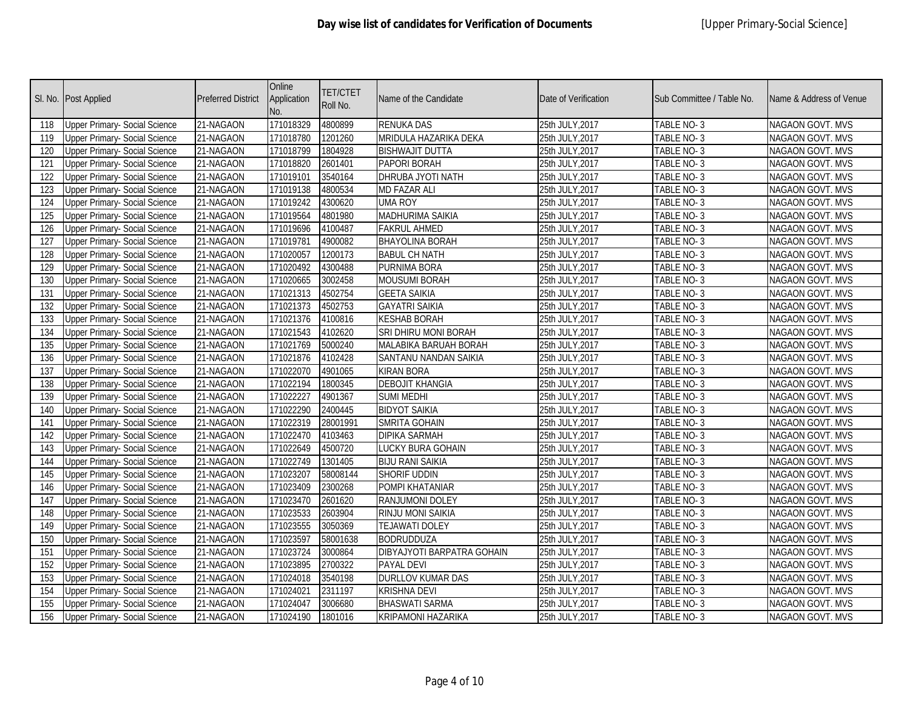# Day wise list of candidates for Verification of Documents

[Upper Primary-Social Science]

| Sl. No. | Post Applied | Preferred District | Online Application No. | TET/CTET Roll No. | Name of the Candidate | Date of Verification | Sub Committee / Table No. | Name & Address of Venue |
|---|---|---|---|---|---|---|---|---|
| 118 | Upper Primary- Social Science | 21-NAGAON | 171018329 | 4800899 | RENUKA DAS | 25th JULY,2017 | TABLE NO- 3 | NAGAON GOVT. MVS |
| 119 | Upper Primary- Social Science | 21-NAGAON | 171018780 | 1201260 | MRIDULA HAZARIKA DEKA | 25th JULY,2017 | TABLE NO- 3 | NAGAON GOVT. MVS |
| 120 | Upper Primary- Social Science | 21-NAGAON | 171018799 | 1804928 | BISHWAJIT DUTTA | 25th JULY,2017 | TABLE NO- 3 | NAGAON GOVT. MVS |
| 121 | Upper Primary- Social Science | 21-NAGAON | 171018820 | 2601401 | PAPORI BORAH | 25th JULY,2017 | TABLE NO- 3 | NAGAON GOVT. MVS |
| 122 | Upper Primary- Social Science | 21-NAGAON | 171019101 | 3540164 | DHRUBA JYOTI NATH | 25th JULY,2017 | TABLE NO- 3 | NAGAON GOVT. MVS |
| 123 | Upper Primary- Social Science | 21-NAGAON | 171019138 | 4800534 | MD FAZAR ALI | 25th JULY,2017 | TABLE NO- 3 | NAGAON GOVT. MVS |
| 124 | Upper Primary- Social Science | 21-NAGAON | 171019242 | 4300620 | UMA ROY | 25th JULY,2017 | TABLE NO- 3 | NAGAON GOVT. MVS |
| 125 | Upper Primary- Social Science | 21-NAGAON | 171019564 | 4801980 | MADHURIMA SAIKIA | 25th JULY,2017 | TABLE NO- 3 | NAGAON GOVT. MVS |
| 126 | Upper Primary- Social Science | 21-NAGAON | 171019696 | 4100487 | FAKRUL AHMED | 25th JULY,2017 | TABLE NO- 3 | NAGAON GOVT. MVS |
| 127 | Upper Primary- Social Science | 21-NAGAON | 171019781 | 4900082 | BHAYOLINA BORAH | 25th JULY,2017 | TABLE NO- 3 | NAGAON GOVT. MVS |
| 128 | Upper Primary- Social Science | 21-NAGAON | 171020057 | 1200173 | BABUL CH NATH | 25th JULY,2017 | TABLE NO- 3 | NAGAON GOVT. MVS |
| 129 | Upper Primary- Social Science | 21-NAGAON | 171020492 | 4300488 | PURNIMA BORA | 25th JULY,2017 | TABLE NO- 3 | NAGAON GOVT. MVS |
| 130 | Upper Primary- Social Science | 21-NAGAON | 171020665 | 3002458 | MOUSUMI BORAH | 25th JULY,2017 | TABLE NO- 3 | NAGAON GOVT. MVS |
| 131 | Upper Primary- Social Science | 21-NAGAON | 171021313 | 4502754 | GEETA SAIKIA | 25th JULY,2017 | TABLE NO- 3 | NAGAON GOVT. MVS |
| 132 | Upper Primary- Social Science | 21-NAGAON | 171021373 | 4502753 | GAYATRI SAIKIA | 25th JULY,2017 | TABLE NO- 3 | NAGAON GOVT. MVS |
| 133 | Upper Primary- Social Science | 21-NAGAON | 171021376 | 4100816 | KESHAB BORAH | 25th JULY,2017 | TABLE NO- 3 | NAGAON GOVT. MVS |
| 134 | Upper Primary- Social Science | 21-NAGAON | 171021543 | 4102620 | SRI DHIRU MONI BORAH | 25th JULY,2017 | TABLE NO- 3 | NAGAON GOVT. MVS |
| 135 | Upper Primary- Social Science | 21-NAGAON | 171021769 | 5000240 | MALABIKA BARUAH BORAH | 25th JULY,2017 | TABLE NO- 3 | NAGAON GOVT. MVS |
| 136 | Upper Primary- Social Science | 21-NAGAON | 171021876 | 4102428 | SANTANU NANDAN SAIKIA | 25th JULY,2017 | TABLE NO- 3 | NAGAON GOVT. MVS |
| 137 | Upper Primary- Social Science | 21-NAGAON | 171022070 | 4901065 | KIRAN BORA | 25th JULY,2017 | TABLE NO- 3 | NAGAON GOVT. MVS |
| 138 | Upper Primary- Social Science | 21-NAGAON | 171022194 | 1800345 | DEBOJIT KHANGIA | 25th JULY,2017 | TABLE NO- 3 | NAGAON GOVT. MVS |
| 139 | Upper Primary- Social Science | 21-NAGAON | 171022227 | 4901367 | SUMI MEDHI | 25th JULY,2017 | TABLE NO- 3 | NAGAON GOVT. MVS |
| 140 | Upper Primary- Social Science | 21-NAGAON | 171022290 | 2400445 | BIDYOT SAIKIA | 25th JULY,2017 | TABLE NO- 3 | NAGAON GOVT. MVS |
| 141 | Upper Primary- Social Science | 21-NAGAON | 171022319 | 28001991 | SMRITA GOHAIN | 25th JULY,2017 | TABLE NO- 3 | NAGAON GOVT. MVS |
| 142 | Upper Primary- Social Science | 21-NAGAON | 171022470 | 4103463 | DIPIKA SARMAH | 25th JULY,2017 | TABLE NO- 3 | NAGAON GOVT. MVS |
| 143 | Upper Primary- Social Science | 21-NAGAON | 171022649 | 4500720 | LUCKY BURA GOHAIN | 25th JULY,2017 | TABLE NO- 3 | NAGAON GOVT. MVS |
| 144 | Upper Primary- Social Science | 21-NAGAON | 171022749 | 1301405 | BIJU RANI SAIKIA | 25th JULY,2017 | TABLE NO- 3 | NAGAON GOVT. MVS |
| 145 | Upper Primary- Social Science | 21-NAGAON | 171023207 | 58008144 | SHORIF UDDIN | 25th JULY,2017 | TABLE NO- 3 | NAGAON GOVT. MVS |
| 146 | Upper Primary- Social Science | 21-NAGAON | 171023409 | 2300268 | POMPI KHATANIAR | 25th JULY,2017 | TABLE NO- 3 | NAGAON GOVT. MVS |
| 147 | Upper Primary- Social Science | 21-NAGAON | 171023470 | 2601620 | RANJUMONI DOLEY | 25th JULY,2017 | TABLE NO- 3 | NAGAON GOVT. MVS |
| 148 | Upper Primary- Social Science | 21-NAGAON | 171023533 | 2603904 | RINJU MONI SAIKIA | 25th JULY,2017 | TABLE NO- 3 | NAGAON GOVT. MVS |
| 149 | Upper Primary- Social Science | 21-NAGAON | 171023555 | 3050369 | TEJAWATI DOLEY | 25th JULY,2017 | TABLE NO- 3 | NAGAON GOVT. MVS |
| 150 | Upper Primary- Social Science | 21-NAGAON | 171023597 | 58001638 | BODRUDDUZA | 25th JULY,2017 | TABLE NO- 3 | NAGAON GOVT. MVS |
| 151 | Upper Primary- Social Science | 21-NAGAON | 171023724 | 3000864 | DIBYAJYOTI BARPATRA GOHAIN | 25th JULY,2017 | TABLE NO- 3 | NAGAON GOVT. MVS |
| 152 | Upper Primary- Social Science | 21-NAGAON | 171023895 | 2700322 | PAYAL DEVI | 25th JULY,2017 | TABLE NO- 3 | NAGAON GOVT. MVS |
| 153 | Upper Primary- Social Science | 21-NAGAON | 171024018 | 3540198 | DURLLOV KUMAR DAS | 25th JULY,2017 | TABLE NO- 3 | NAGAON GOVT. MVS |
| 154 | Upper Primary- Social Science | 21-NAGAON | 171024021 | 2311197 | KRISHNA DEVI | 25th JULY,2017 | TABLE NO- 3 | NAGAON GOVT. MVS |
| 155 | Upper Primary- Social Science | 21-NAGAON | 171024047 | 3006680 | BHASWATI SARMA | 25th JULY,2017 | TABLE NO- 3 | NAGAON GOVT. MVS |
| 156 | Upper Primary- Social Science | 21-NAGAON | 171024190 | 1801016 | KRIPAMONI HAZARIKA | 25th JULY,2017 | TABLE NO- 3 | NAGAON GOVT. MVS |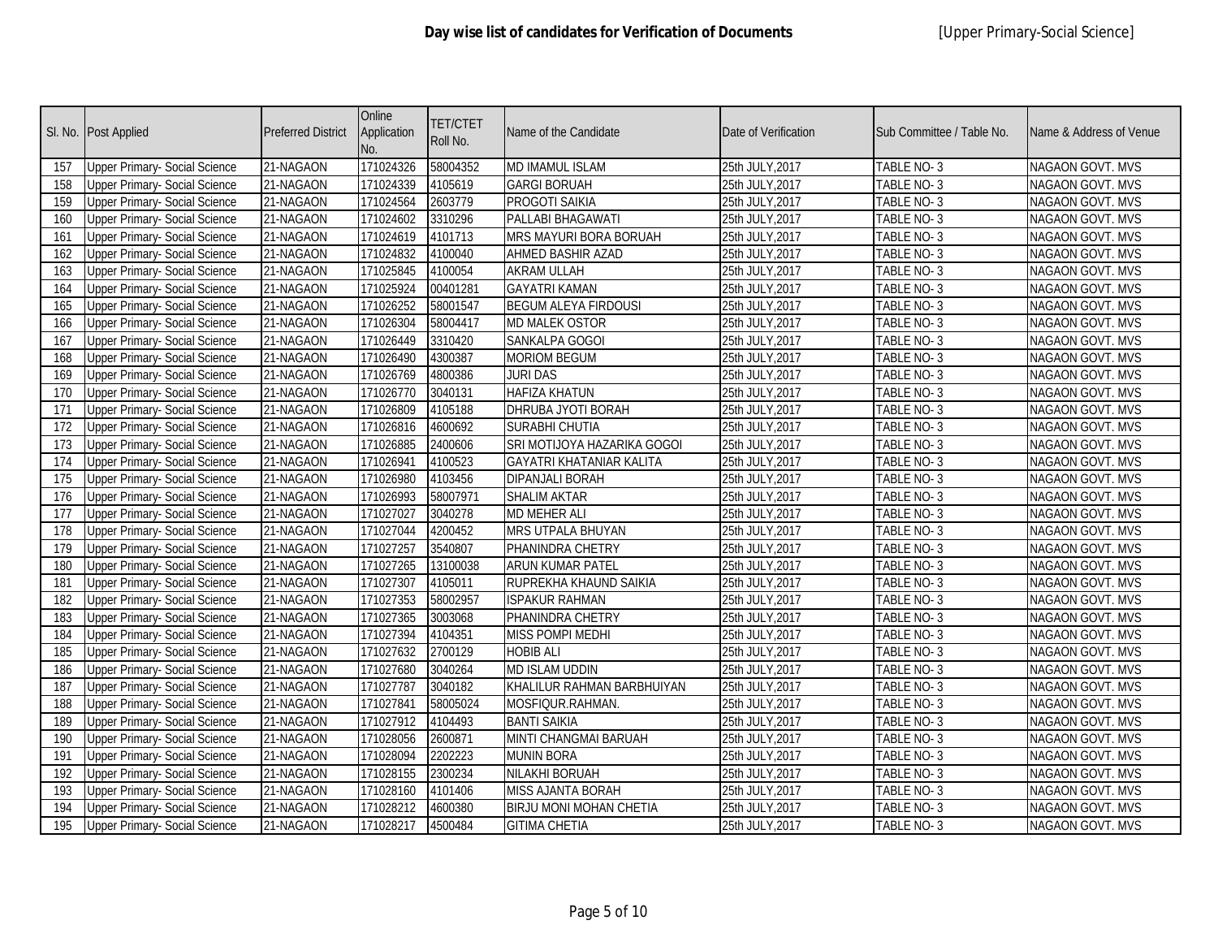| Sl. No. | Post Applied | Preferred District | Online Application No. | TET/CTET Roll No. | Name of the Candidate | Date of Verification | Sub Committee / Table No. | Name & Address of Venue |
|---|---|---|---|---|---|---|---|---|
| 157 | Upper Primary- Social Science | 21-NAGAON | 171024326 | 58004352 | MD IMAMUL ISLAM | 25th JULY,2017 | TABLE NO- 3 | NAGAON GOVT. MVS |
| 158 | Upper Primary- Social Science | 21-NAGAON | 171024339 | 4105619 | GARGI BORUAH | 25th JULY,2017 | TABLE NO- 3 | NAGAON GOVT. MVS |
| 159 | Upper Primary- Social Science | 21-NAGAON | 171024564 | 2603779 | PROGOTI SAIKIA | 25th JULY,2017 | TABLE NO- 3 | NAGAON GOVT. MVS |
| 160 | Upper Primary- Social Science | 21-NAGAON | 171024602 | 3310296 | PALLABI BHAGAWATI | 25th JULY,2017 | TABLE NO- 3 | NAGAON GOVT. MVS |
| 161 | Upper Primary- Social Science | 21-NAGAON | 171024619 | 4101713 | MRS MAYURI BORA BORUAH | 25th JULY,2017 | TABLE NO- 3 | NAGAON GOVT. MVS |
| 162 | Upper Primary- Social Science | 21-NAGAON | 171024832 | 4100040 | AHMED BASHIR AZAD | 25th JULY,2017 | TABLE NO- 3 | NAGAON GOVT. MVS |
| 163 | Upper Primary- Social Science | 21-NAGAON | 171025845 | 4100054 | AKRAM ULLAH | 25th JULY,2017 | TABLE NO- 3 | NAGAON GOVT. MVS |
| 164 | Upper Primary- Social Science | 21-NAGAON | 171025924 | 00401281 | GAYATRI KAMAN | 25th JULY,2017 | TABLE NO- 3 | NAGAON GOVT. MVS |
| 165 | Upper Primary- Social Science | 21-NAGAON | 171026252 | 58001547 | BEGUM ALEYA FIRDOUSI | 25th JULY,2017 | TABLE NO- 3 | NAGAON GOVT. MVS |
| 166 | Upper Primary- Social Science | 21-NAGAON | 171026304 | 58004417 | MD MALEK OSTOR | 25th JULY,2017 | TABLE NO- 3 | NAGAON GOVT. MVS |
| 167 | Upper Primary- Social Science | 21-NAGAON | 171026449 | 3310420 | SANKALPA GOGOI | 25th JULY,2017 | TABLE NO- 3 | NAGAON GOVT. MVS |
| 168 | Upper Primary- Social Science | 21-NAGAON | 171026490 | 4300387 | MORIOM BEGUM | 25th JULY,2017 | TABLE NO- 3 | NAGAON GOVT. MVS |
| 169 | Upper Primary- Social Science | 21-NAGAON | 171026769 | 4800386 | JURI DAS | 25th JULY,2017 | TABLE NO- 3 | NAGAON GOVT. MVS |
| 170 | Upper Primary- Social Science | 21-NAGAON | 171026770 | 3040131 | HAFIZA KHATUN | 25th JULY,2017 | TABLE NO- 3 | NAGAON GOVT. MVS |
| 171 | Upper Primary- Social Science | 21-NAGAON | 171026809 | 4105188 | DHRUBA JYOTI BORAH | 25th JULY,2017 | TABLE NO- 3 | NAGAON GOVT. MVS |
| 172 | Upper Primary- Social Science | 21-NAGAON | 171026816 | 4600692 | SURABHI CHUTIA | 25th JULY,2017 | TABLE NO- 3 | NAGAON GOVT. MVS |
| 173 | Upper Primary- Social Science | 21-NAGAON | 171026885 | 2400606 | SRI MOTIJOYA HAZARIKA GOGOI | 25th JULY,2017 | TABLE NO- 3 | NAGAON GOVT. MVS |
| 174 | Upper Primary- Social Science | 21-NAGAON | 171026941 | 4100523 | GAYATRI KHATANIAR KALITA | 25th JULY,2017 | TABLE NO- 3 | NAGAON GOVT. MVS |
| 175 | Upper Primary- Social Science | 21-NAGAON | 171026980 | 4103456 | DIPANJALI BORAH | 25th JULY,2017 | TABLE NO- 3 | NAGAON GOVT. MVS |
| 176 | Upper Primary- Social Science | 21-NAGAON | 171026993 | 58007971 | SHALIM AKTAR | 25th JULY,2017 | TABLE NO- 3 | NAGAON GOVT. MVS |
| 177 | Upper Primary- Social Science | 21-NAGAON | 171027027 | 3040278 | MD MEHER ALI | 25th JULY,2017 | TABLE NO- 3 | NAGAON GOVT. MVS |
| 178 | Upper Primary- Social Science | 21-NAGAON | 171027044 | 4200452 | MRS UTPALA BHUYAN | 25th JULY,2017 | TABLE NO- 3 | NAGAON GOVT. MVS |
| 179 | Upper Primary- Social Science | 21-NAGAON | 171027257 | 3540807 | PHANINDRA CHETRY | 25th JULY,2017 | TABLE NO- 3 | NAGAON GOVT. MVS |
| 180 | Upper Primary- Social Science | 21-NAGAON | 171027265 | 13100038 | ARUN KUMAR PATEL | 25th JULY,2017 | TABLE NO- 3 | NAGAON GOVT. MVS |
| 181 | Upper Primary- Social Science | 21-NAGAON | 171027307 | 4105011 | RUPREKHA KHAUND SAIKIA | 25th JULY,2017 | TABLE NO- 3 | NAGAON GOVT. MVS |
| 182 | Upper Primary- Social Science | 21-NAGAON | 171027353 | 58002957 | ISPAKUR RAHMAN | 25th JULY,2017 | TABLE NO- 3 | NAGAON GOVT. MVS |
| 183 | Upper Primary- Social Science | 21-NAGAON | 171027365 | 3003068 | PHANINDRA CHETRY | 25th JULY,2017 | TABLE NO- 3 | NAGAON GOVT. MVS |
| 184 | Upper Primary- Social Science | 21-NAGAON | 171027394 | 4104351 | MISS POMPI MEDHI | 25th JULY,2017 | TABLE NO- 3 | NAGAON GOVT. MVS |
| 185 | Upper Primary- Social Science | 21-NAGAON | 171027632 | 2700129 | HOBIB ALI | 25th JULY,2017 | TABLE NO- 3 | NAGAON GOVT. MVS |
| 186 | Upper Primary- Social Science | 21-NAGAON | 171027680 | 3040264 | MD ISLAM UDDIN | 25th JULY,2017 | TABLE NO- 3 | NAGAON GOVT. MVS |
| 187 | Upper Primary- Social Science | 21-NAGAON | 171027787 | 3040182 | KHALILUR RAHMAN BARBHUIYAN | 25th JULY,2017 | TABLE NO- 3 | NAGAON GOVT. MVS |
| 188 | Upper Primary- Social Science | 21-NAGAON | 171027841 | 58005024 | MOSFIQUR.RAHMAN. | 25th JULY,2017 | TABLE NO- 3 | NAGAON GOVT. MVS |
| 189 | Upper Primary- Social Science | 21-NAGAON | 171027912 | 4104493 | BANTI SAIKIA | 25th JULY,2017 | TABLE NO- 3 | NAGAON GOVT. MVS |
| 190 | Upper Primary- Social Science | 21-NAGAON | 171028056 | 2600871 | MINTI CHANGMAI BARUAH | 25th JULY,2017 | TABLE NO- 3 | NAGAON GOVT. MVS |
| 191 | Upper Primary- Social Science | 21-NAGAON | 171028094 | 2202223 | MUNIN BORA | 25th JULY,2017 | TABLE NO- 3 | NAGAON GOVT. MVS |
| 192 | Upper Primary- Social Science | 21-NAGAON | 171028155 | 2300234 | NILAKHI BORUAH | 25th JULY,2017 | TABLE NO- 3 | NAGAON GOVT. MVS |
| 193 | Upper Primary- Social Science | 21-NAGAON | 171028160 | 4101406 | MISS AJANTA BORAH | 25th JULY,2017 | TABLE NO- 3 | NAGAON GOVT. MVS |
| 194 | Upper Primary- Social Science | 21-NAGAON | 171028212 | 4600380 | BIRJU MONI MOHAN CHETIA | 25th JULY,2017 | TABLE NO- 3 | NAGAON GOVT. MVS |
| 195 | Upper Primary- Social Science | 21-NAGAON | 171028217 | 4500484 | GITIMA CHETIA | 25th JULY,2017 | TABLE NO- 3 | NAGAON GOVT. MVS |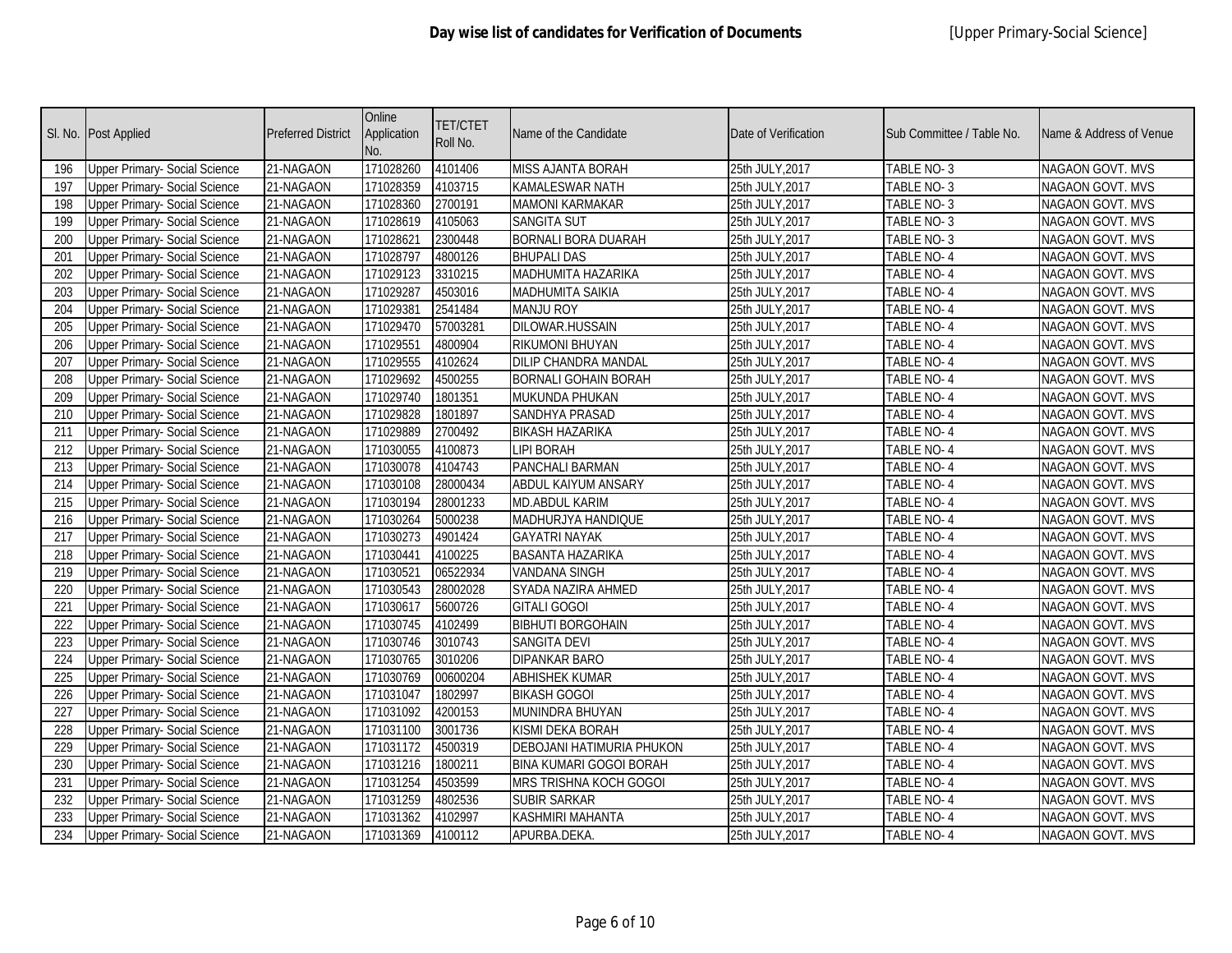## Day wise list of candidates for Verification of Documents

[Upper Primary-Social Science]

| Sl. No. | Post Applied | Preferred District | Online Application No. | TET/CTET Roll No. | Name of the Candidate | Date of Verification | Sub Committee / Table No. | Name & Address of Venue |
|---|---|---|---|---|---|---|---|---|
| 196 | Upper Primary- Social Science | 21-NAGAON | 171028260 | 4101406 | MISS AJANTA BORAH | 25th JULY,2017 | TABLE NO- 3 | NAGAON GOVT. MVS |
| 197 | Upper Primary- Social Science | 21-NAGAON | 171028359 | 4103715 | KAMALESWAR NATH | 25th JULY,2017 | TABLE NO- 3 | NAGAON GOVT. MVS |
| 198 | Upper Primary- Social Science | 21-NAGAON | 171028360 | 2700191 | MAMONI KARMAKAR | 25th JULY,2017 | TABLE NO- 3 | NAGAON GOVT. MVS |
| 199 | Upper Primary- Social Science | 21-NAGAON | 171028619 | 4105063 | SANGITA SUT | 25th JULY,2017 | TABLE NO- 3 | NAGAON GOVT. MVS |
| 200 | Upper Primary- Social Science | 21-NAGAON | 171028621 | 2300448 | BORNALI BORA DUARAH | 25th JULY,2017 | TABLE NO- 3 | NAGAON GOVT. MVS |
| 201 | Upper Primary- Social Science | 21-NAGAON | 171028797 | 4800126 | BHUPALI DAS | 25th JULY,2017 | TABLE NO- 4 | NAGAON GOVT. MVS |
| 202 | Upper Primary- Social Science | 21-NAGAON | 171029123 | 3310215 | MADHUMITA HAZARIKA | 25th JULY,2017 | TABLE NO- 4 | NAGAON GOVT. MVS |
| 203 | Upper Primary- Social Science | 21-NAGAON | 171029287 | 4503016 | MADHUMITA SAIKIA | 25th JULY,2017 | TABLE NO- 4 | NAGAON GOVT. MVS |
| 204 | Upper Primary- Social Science | 21-NAGAON | 171029381 | 2541484 | MANJU ROY | 25th JULY,2017 | TABLE NO- 4 | NAGAON GOVT. MVS |
| 205 | Upper Primary- Social Science | 21-NAGAON | 171029470 | 57003281 | DILOWAR.HUSSAIN | 25th JULY,2017 | TABLE NO- 4 | NAGAON GOVT. MVS |
| 206 | Upper Primary- Social Science | 21-NAGAON | 171029551 | 4800904 | RIKUMONI BHUYAN | 25th JULY,2017 | TABLE NO- 4 | NAGAON GOVT. MVS |
| 207 | Upper Primary- Social Science | 21-NAGAON | 171029555 | 4102624 | DILIP CHANDRA MANDAL | 25th JULY,2017 | TABLE NO- 4 | NAGAON GOVT. MVS |
| 208 | Upper Primary- Social Science | 21-NAGAON | 171029692 | 4500255 | BORNALI GOHAIN BORAH | 25th JULY,2017 | TABLE NO- 4 | NAGAON GOVT. MVS |
| 209 | Upper Primary- Social Science | 21-NAGAON | 171029740 | 1801351 | MUKUNDA PHUKAN | 25th JULY,2017 | TABLE NO- 4 | NAGAON GOVT. MVS |
| 210 | Upper Primary- Social Science | 21-NAGAON | 171029828 | 1801897 | SANDHYA PRASAD | 25th JULY,2017 | TABLE NO- 4 | NAGAON GOVT. MVS |
| 211 | Upper Primary- Social Science | 21-NAGAON | 171029889 | 2700492 | BIKASH HAZARIKA | 25th JULY,2017 | TABLE NO- 4 | NAGAON GOVT. MVS |
| 212 | Upper Primary- Social Science | 21-NAGAON | 171030055 | 4100873 | LIPI BORAH | 25th JULY,2017 | TABLE NO- 4 | NAGAON GOVT. MVS |
| 213 | Upper Primary- Social Science | 21-NAGAON | 171030078 | 4104743 | PANCHALI BARMAN | 25th JULY,2017 | TABLE NO- 4 | NAGAON GOVT. MVS |
| 214 | Upper Primary- Social Science | 21-NAGAON | 171030108 | 28000434 | ABDUL KAIYUM ANSARY | 25th JULY,2017 | TABLE NO- 4 | NAGAON GOVT. MVS |
| 215 | Upper Primary- Social Science | 21-NAGAON | 171030194 | 28001233 | MD.ABDUL KARIM | 25th JULY,2017 | TABLE NO- 4 | NAGAON GOVT. MVS |
| 216 | Upper Primary- Social Science | 21-NAGAON | 171030264 | 5000238 | MADHURJYA HANDIQUE | 25th JULY,2017 | TABLE NO- 4 | NAGAON GOVT. MVS |
| 217 | Upper Primary- Social Science | 21-NAGAON | 171030273 | 4901424 | GAYATRI NAYAK | 25th JULY,2017 | TABLE NO- 4 | NAGAON GOVT. MVS |
| 218 | Upper Primary- Social Science | 21-NAGAON | 171030441 | 4100225 | BASANTA HAZARIKA | 25th JULY,2017 | TABLE NO- 4 | NAGAON GOVT. MVS |
| 219 | Upper Primary- Social Science | 21-NAGAON | 171030521 | 06522934 | VANDANA SINGH | 25th JULY,2017 | TABLE NO- 4 | NAGAON GOVT. MVS |
| 220 | Upper Primary- Social Science | 21-NAGAON | 171030543 | 28002028 | SYADA NAZIRA AHMED | 25th JULY,2017 | TABLE NO- 4 | NAGAON GOVT. MVS |
| 221 | Upper Primary- Social Science | 21-NAGAON | 171030617 | 5600726 | GITALI GOGOI | 25th JULY,2017 | TABLE NO- 4 | NAGAON GOVT. MVS |
| 222 | Upper Primary- Social Science | 21-NAGAON | 171030745 | 4102499 | BIBHUTI BORGOHAIN | 25th JULY,2017 | TABLE NO- 4 | NAGAON GOVT. MVS |
| 223 | Upper Primary- Social Science | 21-NAGAON | 171030746 | 3010743 | SANGITA DEVI | 25th JULY,2017 | TABLE NO- 4 | NAGAON GOVT. MVS |
| 224 | Upper Primary- Social Science | 21-NAGAON | 171030765 | 3010206 | DIPANKAR BARO | 25th JULY,2017 | TABLE NO- 4 | NAGAON GOVT. MVS |
| 225 | Upper Primary- Social Science | 21-NAGAON | 171030769 | 00600204 | ABHISHEK KUMAR | 25th JULY,2017 | TABLE NO- 4 | NAGAON GOVT. MVS |
| 226 | Upper Primary- Social Science | 21-NAGAON | 171031047 | 1802997 | BIKASH GOGOI | 25th JULY,2017 | TABLE NO- 4 | NAGAON GOVT. MVS |
| 227 | Upper Primary- Social Science | 21-NAGAON | 171031092 | 4200153 | MUNINDRA BHUYAN | 25th JULY,2017 | TABLE NO- 4 | NAGAON GOVT. MVS |
| 228 | Upper Primary- Social Science | 21-NAGAON | 171031100 | 3001736 | KISMI DEKA BORAH | 25th JULY,2017 | TABLE NO- 4 | NAGAON GOVT. MVS |
| 229 | Upper Primary- Social Science | 21-NAGAON | 171031172 | 4500319 | DEBOJANI HATIMURIA PHUKON | 25th JULY,2017 | TABLE NO- 4 | NAGAON GOVT. MVS |
| 230 | Upper Primary- Social Science | 21-NAGAON | 171031216 | 1800211 | BINA KUMARI GOGOI BORAH | 25th JULY,2017 | TABLE NO- 4 | NAGAON GOVT. MVS |
| 231 | Upper Primary- Social Science | 21-NAGAON | 171031254 | 4503599 | MRS TRISHNA KOCH GOGOI | 25th JULY,2017 | TABLE NO- 4 | NAGAON GOVT. MVS |
| 232 | Upper Primary- Social Science | 21-NAGAON | 171031259 | 4802536 | SUBIR SARKAR | 25th JULY,2017 | TABLE NO- 4 | NAGAON GOVT. MVS |
| 233 | Upper Primary- Social Science | 21-NAGAON | 171031362 | 4102997 | KASHMIRI MAHANTA | 25th JULY,2017 | TABLE NO- 4 | NAGAON GOVT. MVS |
| 234 | Upper Primary- Social Science | 21-NAGAON | 171031369 | 4100112 | APURBA.DEKA. | 25th JULY,2017 | TABLE NO- 4 | NAGAON GOVT. MVS |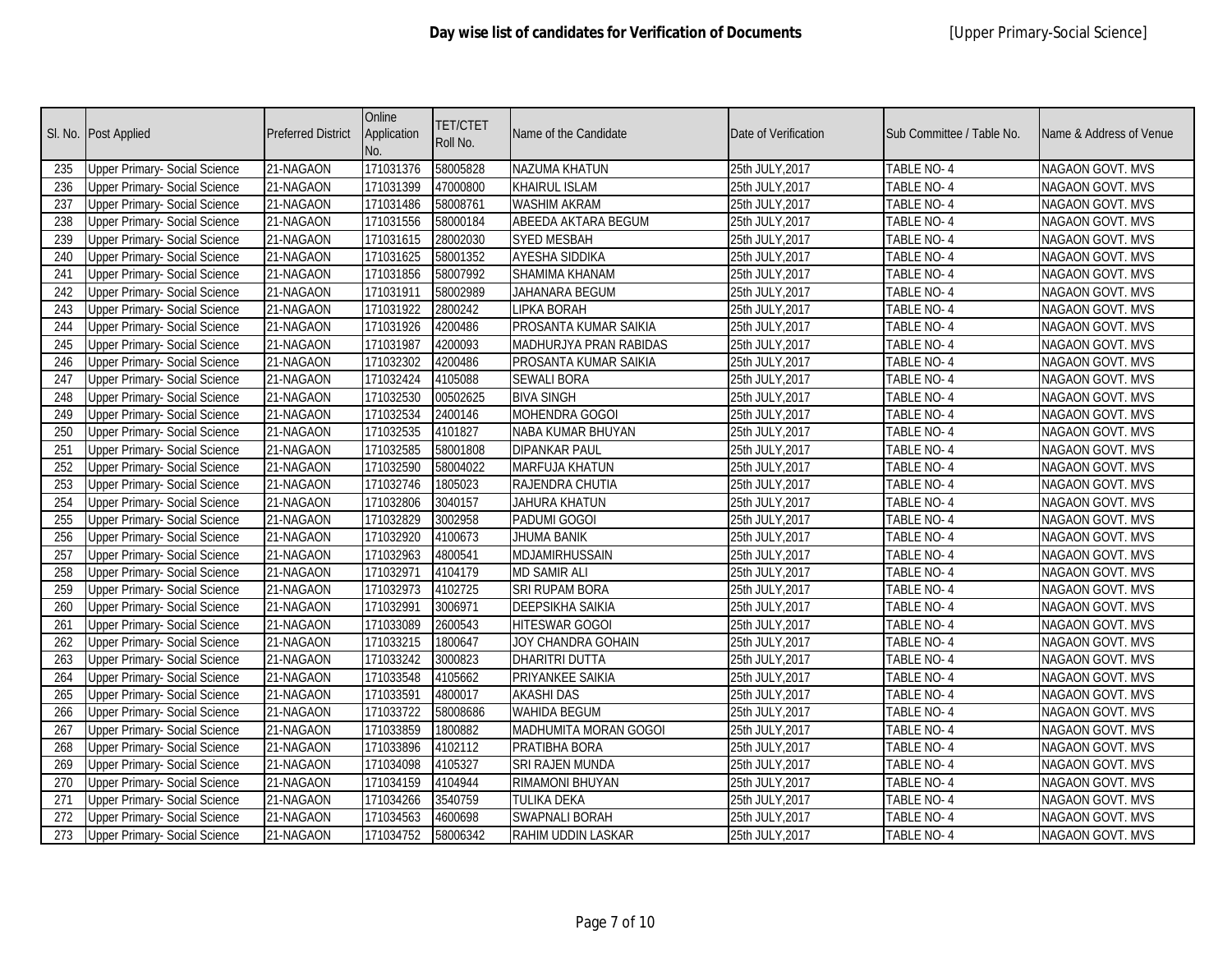# Day wise list of candidates for Verification of Documents

[Upper Primary-Social Science]

| Sl. No. | Post Applied | Preferred District | Online Application No. | TET/CTET Roll No. | Name of the Candidate | Date of Verification | Sub Committee / Table No. | Name & Address of Venue |
|---|---|---|---|---|---|---|---|---|
| 235 | Upper Primary- Social Science | 21-NAGAON | 171031376 | 58005828 | NAZUMA KHATUN | 25th JULY,2017 | TABLE NO- 4 | NAGAON GOVT. MVS |
| 236 | Upper Primary- Social Science | 21-NAGAON | 171031399 | 47000800 | KHAIRUL ISLAM | 25th JULY,2017 | TABLE NO- 4 | NAGAON GOVT. MVS |
| 237 | Upper Primary- Social Science | 21-NAGAON | 171031486 | 58008761 | WASHIM AKRAM | 25th JULY,2017 | TABLE NO- 4 | NAGAON GOVT. MVS |
| 238 | Upper Primary- Social Science | 21-NAGAON | 171031556 | 58000184 | ABEEDA AKTARA BEGUM | 25th JULY,2017 | TABLE NO- 4 | NAGAON GOVT. MVS |
| 239 | Upper Primary- Social Science | 21-NAGAON | 171031615 | 28002030 | SYED MESBAH | 25th JULY,2017 | TABLE NO- 4 | NAGAON GOVT. MVS |
| 240 | Upper Primary- Social Science | 21-NAGAON | 171031625 | 58001352 | AYESHA SIDDIKA | 25th JULY,2017 | TABLE NO- 4 | NAGAON GOVT. MVS |
| 241 | Upper Primary- Social Science | 21-NAGAON | 171031856 | 58007992 | SHAMIMA KHANAM | 25th JULY,2017 | TABLE NO- 4 | NAGAON GOVT. MVS |
| 242 | Upper Primary- Social Science | 21-NAGAON | 171031911 | 58002989 | JAHANARA BEGUM | 25th JULY,2017 | TABLE NO- 4 | NAGAON GOVT. MVS |
| 243 | Upper Primary- Social Science | 21-NAGAON | 171031922 | 2800242 | LIPKA BORAH | 25th JULY,2017 | TABLE NO- 4 | NAGAON GOVT. MVS |
| 244 | Upper Primary- Social Science | 21-NAGAON | 171031926 | 4200486 | PROSANTA KUMAR SAIKIA | 25th JULY,2017 | TABLE NO- 4 | NAGAON GOVT. MVS |
| 245 | Upper Primary- Social Science | 21-NAGAON | 171031987 | 4200093 | MADHURJYA PRAN RABIDAS | 25th JULY,2017 | TABLE NO- 4 | NAGAON GOVT. MVS |
| 246 | Upper Primary- Social Science | 21-NAGAON | 171032302 | 4200486 | PROSANTA KUMAR SAIKIA | 25th JULY,2017 | TABLE NO- 4 | NAGAON GOVT. MVS |
| 247 | Upper Primary- Social Science | 21-NAGAON | 171032424 | 4105088 | SEWALI BORA | 25th JULY,2017 | TABLE NO- 4 | NAGAON GOVT. MVS |
| 248 | Upper Primary- Social Science | 21-NAGAON | 171032530 | 00502625 | BIVA SINGH | 25th JULY,2017 | TABLE NO- 4 | NAGAON GOVT. MVS |
| 249 | Upper Primary- Social Science | 21-NAGAON | 171032534 | 2400146 | MOHENDRA GOGOI | 25th JULY,2017 | TABLE NO- 4 | NAGAON GOVT. MVS |
| 250 | Upper Primary- Social Science | 21-NAGAON | 171032535 | 4101827 | NABA KUMAR BHUYAN | 25th JULY,2017 | TABLE NO- 4 | NAGAON GOVT. MVS |
| 251 | Upper Primary- Social Science | 21-NAGAON | 171032585 | 58001808 | DIPANKAR PAUL | 25th JULY,2017 | TABLE NO- 4 | NAGAON GOVT. MVS |
| 252 | Upper Primary- Social Science | 21-NAGAON | 171032590 | 58004022 | MARFUJA KHATUN | 25th JULY,2017 | TABLE NO- 4 | NAGAON GOVT. MVS |
| 253 | Upper Primary- Social Science | 21-NAGAON | 171032746 | 1805023 | RAJENDRA CHUTIA | 25th JULY,2017 | TABLE NO- 4 | NAGAON GOVT. MVS |
| 254 | Upper Primary- Social Science | 21-NAGAON | 171032806 | 3040157 | JAHURA KHATUN | 25th JULY,2017 | TABLE NO- 4 | NAGAON GOVT. MVS |
| 255 | Upper Primary- Social Science | 21-NAGAON | 171032829 | 3002958 | PADUMI GOGOI | 25th JULY,2017 | TABLE NO- 4 | NAGAON GOVT. MVS |
| 256 | Upper Primary- Social Science | 21-NAGAON | 171032920 | 4100673 | JHUMA BANIK | 25th JULY,2017 | TABLE NO- 4 | NAGAON GOVT. MVS |
| 257 | Upper Primary- Social Science | 21-NAGAON | 171032963 | 4800541 | MDJAMIRHUSSAIN | 25th JULY,2017 | TABLE NO- 4 | NAGAON GOVT. MVS |
| 258 | Upper Primary- Social Science | 21-NAGAON | 171032971 | 4104179 | MD SAMIR ALI | 25th JULY,2017 | TABLE NO- 4 | NAGAON GOVT. MVS |
| 259 | Upper Primary- Social Science | 21-NAGAON | 171032973 | 4102725 | SRI RUPAM BORA | 25th JULY,2017 | TABLE NO- 4 | NAGAON GOVT. MVS |
| 260 | Upper Primary- Social Science | 21-NAGAON | 171032991 | 3006971 | DEEPSIKHA SAIKIA | 25th JULY,2017 | TABLE NO- 4 | NAGAON GOVT. MVS |
| 261 | Upper Primary- Social Science | 21-NAGAON | 171033089 | 2600543 | HITESWAR GOGOI | 25th JULY,2017 | TABLE NO- 4 | NAGAON GOVT. MVS |
| 262 | Upper Primary- Social Science | 21-NAGAON | 171033215 | 1800647 | JOY CHANDRA GOHAIN | 25th JULY,2017 | TABLE NO- 4 | NAGAON GOVT. MVS |
| 263 | Upper Primary- Social Science | 21-NAGAON | 171033242 | 3000823 | DHARITRI DUTTA | 25th JULY,2017 | TABLE NO- 4 | NAGAON GOVT. MVS |
| 264 | Upper Primary- Social Science | 21-NAGAON | 171033548 | 4105662 | PRIYANKEE SAIKIA | 25th JULY,2017 | TABLE NO- 4 | NAGAON GOVT. MVS |
| 265 | Upper Primary- Social Science | 21-NAGAON | 171033591 | 4800017 | AKASHI DAS | 25th JULY,2017 | TABLE NO- 4 | NAGAON GOVT. MVS |
| 266 | Upper Primary- Social Science | 21-NAGAON | 171033722 | 58008686 | WAHIDA BEGUM | 25th JULY,2017 | TABLE NO- 4 | NAGAON GOVT. MVS |
| 267 | Upper Primary- Social Science | 21-NAGAON | 171033859 | 1800882 | MADHUMITA MORAN GOGOI | 25th JULY,2017 | TABLE NO- 4 | NAGAON GOVT. MVS |
| 268 | Upper Primary- Social Science | 21-NAGAON | 171033896 | 4102112 | PRATIBHA BORA | 25th JULY,2017 | TABLE NO- 4 | NAGAON GOVT. MVS |
| 269 | Upper Primary- Social Science | 21-NAGAON | 171034098 | 4105327 | SRI RAJEN MUNDA | 25th JULY,2017 | TABLE NO- 4 | NAGAON GOVT. MVS |
| 270 | Upper Primary- Social Science | 21-NAGAON | 171034159 | 4104944 | RIMAMONI BHUYAN | 25th JULY,2017 | TABLE NO- 4 | NAGAON GOVT. MVS |
| 271 | Upper Primary- Social Science | 21-NAGAON | 171034266 | 3540759 | TULIKA DEKA | 25th JULY,2017 | TABLE NO- 4 | NAGAON GOVT. MVS |
| 272 | Upper Primary- Social Science | 21-NAGAON | 171034563 | 4600698 | SWAPNALI BORAH | 25th JULY,2017 | TABLE NO- 4 | NAGAON GOVT. MVS |
| 273 | Upper Primary- Social Science | 21-NAGAON | 171034752 | 58006342 | RAHIM UDDIN LASKAR | 25th JULY,2017 | TABLE NO- 4 | NAGAON GOVT. MVS |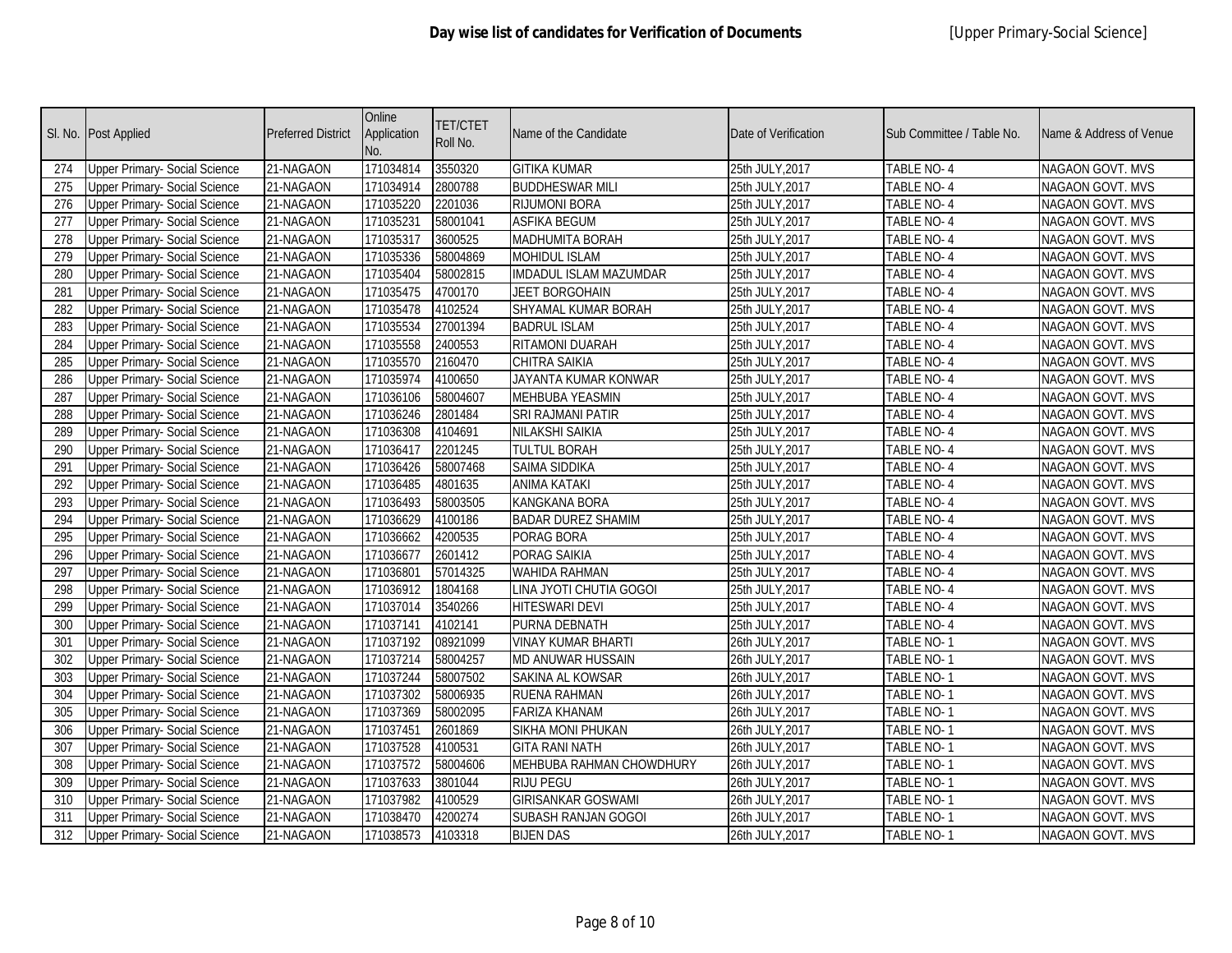**Day wise list of candidates for Verification of Documents** [Upper Primary-Social Science]

| Sl. No. | Post Applied | Preferred District | Online Application No. | TET/CTET Roll No. | Name of the Candidate | Date of Verification | Sub Committee / Table No. | Name & Address of Venue |
|---|---|---|---|---|---|---|---|---|
| 274 | Upper Primary- Social Science | 21-NAGAON | 171034814 | 3550320 | GITIKA KUMAR | 25th JULY,2017 | TABLE NO- 4 | NAGAON GOVT. MVS |
| 275 | Upper Primary- Social Science | 21-NAGAON | 171034914 | 2800788 | BUDDHESWAR MILI | 25th JULY,2017 | TABLE NO- 4 | NAGAON GOVT. MVS |
| 276 | Upper Primary- Social Science | 21-NAGAON | 171035220 | 2201036 | RIJUMONI BORA | 25th JULY,2017 | TABLE NO- 4 | NAGAON GOVT. MVS |
| 277 | Upper Primary- Social Science | 21-NAGAON | 171035231 | 58001041 | ASFIKA BEGUM | 25th JULY,2017 | TABLE NO- 4 | NAGAON GOVT. MVS |
| 278 | Upper Primary- Social Science | 21-NAGAON | 171035317 | 3600525 | MADHUMITA BORAH | 25th JULY,2017 | TABLE NO- 4 | NAGAON GOVT. MVS |
| 279 | Upper Primary- Social Science | 21-NAGAON | 171035336 | 58004869 | MOHIDUL ISLAM | 25th JULY,2017 | TABLE NO- 4 | NAGAON GOVT. MVS |
| 280 | Upper Primary- Social Science | 21-NAGAON | 171035404 | 58002815 | IMDADUL ISLAM MAZUMDAR | 25th JULY,2017 | TABLE NO- 4 | NAGAON GOVT. MVS |
| 281 | Upper Primary- Social Science | 21-NAGAON | 171035475 | 4700170 | JEET BORGOHAIN | 25th JULY,2017 | TABLE NO- 4 | NAGAON GOVT. MVS |
| 282 | Upper Primary- Social Science | 21-NAGAON | 171035478 | 4102524 | SHYAMAL KUMAR BORAH | 25th JULY,2017 | TABLE NO- 4 | NAGAON GOVT. MVS |
| 283 | Upper Primary- Social Science | 21-NAGAON | 171035534 | 27001394 | BADRUL ISLAM | 25th JULY,2017 | TABLE NO- 4 | NAGAON GOVT. MVS |
| 284 | Upper Primary- Social Science | 21-NAGAON | 171035558 | 2400553 | RITAMONI DUARAH | 25th JULY,2017 | TABLE NO- 4 | NAGAON GOVT. MVS |
| 285 | Upper Primary- Social Science | 21-NAGAON | 171035570 | 2160470 | CHITRA SAIKIA | 25th JULY,2017 | TABLE NO- 4 | NAGAON GOVT. MVS |
| 286 | Upper Primary- Social Science | 21-NAGAON | 171035974 | 4100650 | JAYANTA KUMAR KONWAR | 25th JULY,2017 | TABLE NO- 4 | NAGAON GOVT. MVS |
| 287 | Upper Primary- Social Science | 21-NAGAON | 171036106 | 58004607 | MEHBUBA YEASMIN | 25th JULY,2017 | TABLE NO- 4 | NAGAON GOVT. MVS |
| 288 | Upper Primary- Social Science | 21-NAGAON | 171036246 | 2801484 | SRI RAJMANI PATIR | 25th JULY,2017 | TABLE NO- 4 | NAGAON GOVT. MVS |
| 289 | Upper Primary- Social Science | 21-NAGAON | 171036308 | 4104691 | NILAKSHI SAIKIA | 25th JULY,2017 | TABLE NO- 4 | NAGAON GOVT. MVS |
| 290 | Upper Primary- Social Science | 21-NAGAON | 171036417 | 2201245 | TULTUL BORAH | 25th JULY,2017 | TABLE NO- 4 | NAGAON GOVT. MVS |
| 291 | Upper Primary- Social Science | 21-NAGAON | 171036426 | 58007468 | SAIMA SIDDIKA | 25th JULY,2017 | TABLE NO- 4 | NAGAON GOVT. MVS |
| 292 | Upper Primary- Social Science | 21-NAGAON | 171036485 | 4801635 | ANIMA KATAKI | 25th JULY,2017 | TABLE NO- 4 | NAGAON GOVT. MVS |
| 293 | Upper Primary- Social Science | 21-NAGAON | 171036493 | 58003505 | KANGKANA BORA | 25th JULY,2017 | TABLE NO- 4 | NAGAON GOVT. MVS |
| 294 | Upper Primary- Social Science | 21-NAGAON | 171036629 | 4100186 | BADAR DUREZ SHAMIM | 25th JULY,2017 | TABLE NO- 4 | NAGAON GOVT. MVS |
| 295 | Upper Primary- Social Science | 21-NAGAON | 171036662 | 4200535 | PORAG BORA | 25th JULY,2017 | TABLE NO- 4 | NAGAON GOVT. MVS |
| 296 | Upper Primary- Social Science | 21-NAGAON | 171036677 | 2601412 | PORAG SAIKIA | 25th JULY,2017 | TABLE NO- 4 | NAGAON GOVT. MVS |
| 297 | Upper Primary- Social Science | 21-NAGAON | 171036801 | 57014325 | WAHIDA RAHMAN | 25th JULY,2017 | TABLE NO- 4 | NAGAON GOVT. MVS |
| 298 | Upper Primary- Social Science | 21-NAGAON | 171036912 | 1804168 | LINA JYOTI CHUTIA GOGOI | 25th JULY,2017 | TABLE NO- 4 | NAGAON GOVT. MVS |
| 299 | Upper Primary- Social Science | 21-NAGAON | 171037014 | 3540266 | HITESWARI DEVI | 25th JULY,2017 | TABLE NO- 4 | NAGAON GOVT. MVS |
| 300 | Upper Primary- Social Science | 21-NAGAON | 171037141 | 4102141 | PURNA DEBNATH | 25th JULY,2017 | TABLE NO- 4 | NAGAON GOVT. MVS |
| 301 | Upper Primary- Social Science | 21-NAGAON | 171037192 | 08921099 | VINAY KUMAR BHARTI | 26th JULY,2017 | TABLE NO- 1 | NAGAON GOVT. MVS |
| 302 | Upper Primary- Social Science | 21-NAGAON | 171037214 | 58004257 | MD ANUWAR HUSSAIN | 26th JULY,2017 | TABLE NO- 1 | NAGAON GOVT. MVS |
| 303 | Upper Primary- Social Science | 21-NAGAON | 171037244 | 58007502 | SAKINA AL KOWSAR | 26th JULY,2017 | TABLE NO- 1 | NAGAON GOVT. MVS |
| 304 | Upper Primary- Social Science | 21-NAGAON | 171037302 | 58006935 | RUENA RAHMAN | 26th JULY,2017 | TABLE NO- 1 | NAGAON GOVT. MVS |
| 305 | Upper Primary- Social Science | 21-NAGAON | 171037369 | 58002095 | FARIZA KHANAM | 26th JULY,2017 | TABLE NO- 1 | NAGAON GOVT. MVS |
| 306 | Upper Primary- Social Science | 21-NAGAON | 171037451 | 2601869 | SIKHA MONI PHUKAN | 26th JULY,2017 | TABLE NO- 1 | NAGAON GOVT. MVS |
| 307 | Upper Primary- Social Science | 21-NAGAON | 171037528 | 4100531 | GITA RANI NATH | 26th JULY,2017 | TABLE NO- 1 | NAGAON GOVT. MVS |
| 308 | Upper Primary- Social Science | 21-NAGAON | 171037572 | 58004606 | MEHBUBA RAHMAN CHOWDHURY | 26th JULY,2017 | TABLE NO- 1 | NAGAON GOVT. MVS |
| 309 | Upper Primary- Social Science | 21-NAGAON | 171037633 | 3801044 | RIJU PEGU | 26th JULY,2017 | TABLE NO- 1 | NAGAON GOVT. MVS |
| 310 | Upper Primary- Social Science | 21-NAGAON | 171037982 | 4100529 | GIRISANKAR GOSWAMI | 26th JULY,2017 | TABLE NO- 1 | NAGAON GOVT. MVS |
| 311 | Upper Primary- Social Science | 21-NAGAON | 171038470 | 4200274 | SUBASH RANJAN GOGOI | 26th JULY,2017 | TABLE NO- 1 | NAGAON GOVT. MVS |
| 312 | Upper Primary- Social Science | 21-NAGAON | 171038573 | 4103318 | BIJEN DAS | 26th JULY,2017 | TABLE NO- 1 | NAGAON GOVT. MVS |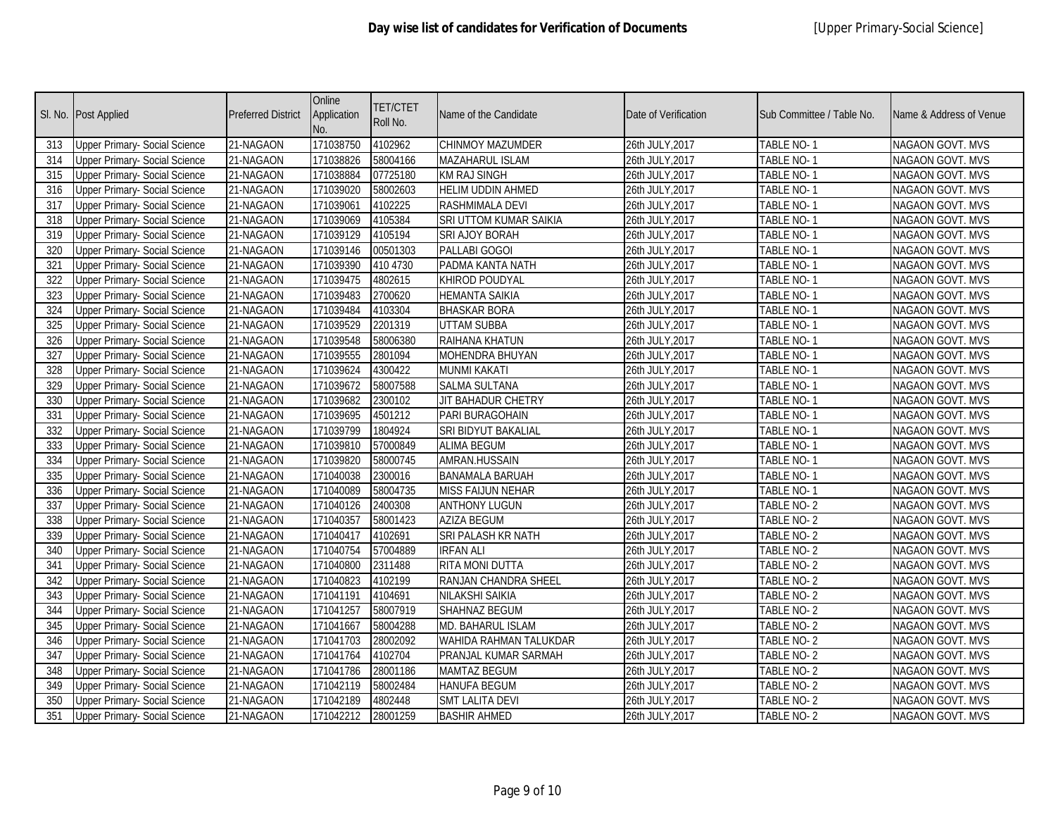# Day wise list of candidates for Verification of Documents

[Upper Primary-Social Science]

| Sl. No. | Post Applied | Preferred District | Online Application No. | TET/CTET Roll No. | Name of the Candidate | Date of Verification | Sub Committee / Table No. | Name & Address of Venue |
|---|---|---|---|---|---|---|---|---|
| 313 | Upper Primary- Social Science | 21-NAGAON | 171038750 | 4102962 | CHINMOY MAZUMDER | 26th JULY,2017 | TABLE NO- 1 | NAGAON GOVT. MVS |
| 314 | Upper Primary- Social Science | 21-NAGAON | 171038826 | 58004166 | MAZAHARUL ISLAM | 26th JULY,2017 | TABLE NO- 1 | NAGAON GOVT. MVS |
| 315 | Upper Primary- Social Science | 21-NAGAON | 171038884 | 07725180 | KM RAJ SINGH | 26th JULY,2017 | TABLE NO- 1 | NAGAON GOVT. MVS |
| 316 | Upper Primary- Social Science | 21-NAGAON | 171039020 | 58002603 | HELIM UDDIN AHMED | 26th JULY,2017 | TABLE NO- 1 | NAGAON GOVT. MVS |
| 317 | Upper Primary- Social Science | 21-NAGAON | 171039061 | 4102225 | RASHMIMALA DEVI | 26th JULY,2017 | TABLE NO- 1 | NAGAON GOVT. MVS |
| 318 | Upper Primary- Social Science | 21-NAGAON | 171039069 | 4105384 | SRI UTTOM KUMAR SAIKIA | 26th JULY,2017 | TABLE NO- 1 | NAGAON GOVT. MVS |
| 319 | Upper Primary- Social Science | 21-NAGAON | 171039129 | 4105194 | SRI AJOY BORAH | 26th JULY,2017 | TABLE NO- 1 | NAGAON GOVT. MVS |
| 320 | Upper Primary- Social Science | 21-NAGAON | 171039146 | 00501303 | PALLABI GOGOI | 26th JULY,2017 | TABLE NO- 1 | NAGAON GOVT. MVS |
| 321 | Upper Primary- Social Science | 21-NAGAON | 171039390 | 410 4730 | PADMA KANTA NATH | 26th JULY,2017 | TABLE NO- 1 | NAGAON GOVT. MVS |
| 322 | Upper Primary- Social Science | 21-NAGAON | 171039475 | 4802615 | KHIROD POUDYAL | 26th JULY,2017 | TABLE NO- 1 | NAGAON GOVT. MVS |
| 323 | Upper Primary- Social Science | 21-NAGAON | 171039483 | 2700620 | HEMANTA SAIKIA | 26th JULY,2017 | TABLE NO- 1 | NAGAON GOVT. MVS |
| 324 | Upper Primary- Social Science | 21-NAGAON | 171039484 | 4103304 | BHASKAR BORA | 26th JULY,2017 | TABLE NO- 1 | NAGAON GOVT. MVS |
| 325 | Upper Primary- Social Science | 21-NAGAON | 171039529 | 2201319 | UTTAM SUBBA | 26th JULY,2017 | TABLE NO- 1 | NAGAON GOVT. MVS |
| 326 | Upper Primary- Social Science | 21-NAGAON | 171039548 | 58006380 | RAIHANA KHATUN | 26th JULY,2017 | TABLE NO- 1 | NAGAON GOVT. MVS |
| 327 | Upper Primary- Social Science | 21-NAGAON | 171039555 | 2801094 | MOHENDRA BHUYAN | 26th JULY,2017 | TABLE NO- 1 | NAGAON GOVT. MVS |
| 328 | Upper Primary- Social Science | 21-NAGAON | 171039624 | 4300422 | MUNMI KAKATI | 26th JULY,2017 | TABLE NO- 1 | NAGAON GOVT. MVS |
| 329 | Upper Primary- Social Science | 21-NAGAON | 171039672 | 58007588 | SALMA SULTANA | 26th JULY,2017 | TABLE NO- 1 | NAGAON GOVT. MVS |
| 330 | Upper Primary- Social Science | 21-NAGAON | 171039682 | 2300102 | JIT BAHADUR CHETRY | 26th JULY,2017 | TABLE NO- 1 | NAGAON GOVT. MVS |
| 331 | Upper Primary- Social Science | 21-NAGAON | 171039695 | 4501212 | PARI BURAGOHAIN | 26th JULY,2017 | TABLE NO- 1 | NAGAON GOVT. MVS |
| 332 | Upper Primary- Social Science | 21-NAGAON | 171039799 | 1804924 | SRI BIDYUT BAKALIAL | 26th JULY,2017 | TABLE NO- 1 | NAGAON GOVT. MVS |
| 333 | Upper Primary- Social Science | 21-NAGAON | 171039810 | 57000849 | ALIMA BEGUM | 26th JULY,2017 | TABLE NO- 1 | NAGAON GOVT. MVS |
| 334 | Upper Primary- Social Science | 21-NAGAON | 171039820 | 58000745 | AMRAN.HUSSAIN | 26th JULY,2017 | TABLE NO- 1 | NAGAON GOVT. MVS |
| 335 | Upper Primary- Social Science | 21-NAGAON | 171040038 | 2300016 | BANAMALA BARUAH | 26th JULY,2017 | TABLE NO- 1 | NAGAON GOVT. MVS |
| 336 | Upper Primary- Social Science | 21-NAGAON | 171040089 | 58004735 | MISS FAIJUN NEHAR | 26th JULY,2017 | TABLE NO- 1 | NAGAON GOVT. MVS |
| 337 | Upper Primary- Social Science | 21-NAGAON | 171040126 | 2400308 | ANTHONY LUGUN | 26th JULY,2017 | TABLE NO- 2 | NAGAON GOVT. MVS |
| 338 | Upper Primary- Social Science | 21-NAGAON | 171040357 | 58001423 | AZIZA BEGUM | 26th JULY,2017 | TABLE NO- 2 | NAGAON GOVT. MVS |
| 339 | Upper Primary- Social Science | 21-NAGAON | 171040417 | 4102691 | SRI PALASH KR NATH | 26th JULY,2017 | TABLE NO- 2 | NAGAON GOVT. MVS |
| 340 | Upper Primary- Social Science | 21-NAGAON | 171040754 | 57004889 | IRFAN ALI | 26th JULY,2017 | TABLE NO- 2 | NAGAON GOVT. MVS |
| 341 | Upper Primary- Social Science | 21-NAGAON | 171040800 | 2311488 | RITA MONI DUTTA | 26th JULY,2017 | TABLE NO- 2 | NAGAON GOVT. MVS |
| 342 | Upper Primary- Social Science | 21-NAGAON | 171040823 | 4102199 | RANJAN CHANDRA SHEEL | 26th JULY,2017 | TABLE NO- 2 | NAGAON GOVT. MVS |
| 343 | Upper Primary- Social Science | 21-NAGAON | 171041191 | 4104691 | NILAKSHI SAIKIA | 26th JULY,2017 | TABLE NO- 2 | NAGAON GOVT. MVS |
| 344 | Upper Primary- Social Science | 21-NAGAON | 171041257 | 58007919 | SHAHNAZ BEGUM | 26th JULY,2017 | TABLE NO- 2 | NAGAON GOVT. MVS |
| 345 | Upper Primary- Social Science | 21-NAGAON | 171041667 | 58004288 | MD. BAHARUL ISLAM | 26th JULY,2017 | TABLE NO- 2 | NAGAON GOVT. MVS |
| 346 | Upper Primary- Social Science | 21-NAGAON | 171041703 | 28002092 | WAHIDA RAHMAN TALUKDAR | 26th JULY,2017 | TABLE NO- 2 | NAGAON GOVT. MVS |
| 347 | Upper Primary- Social Science | 21-NAGAON | 171041764 | 4102704 | PRANJAL KUMAR SARMAH | 26th JULY,2017 | TABLE NO- 2 | NAGAON GOVT. MVS |
| 348 | Upper Primary- Social Science | 21-NAGAON | 171041786 | 28001186 | MAMTAZ BEGUM | 26th JULY,2017 | TABLE NO- 2 | NAGAON GOVT. MVS |
| 349 | Upper Primary- Social Science | 21-NAGAON | 171042119 | 58002484 | HANUFA BEGUM | 26th JULY,2017 | TABLE NO- 2 | NAGAON GOVT. MVS |
| 350 | Upper Primary- Social Science | 21-NAGAON | 171042189 | 4802448 | SMT LALITA DEVI | 26th JULY,2017 | TABLE NO- 2 | NAGAON GOVT. MVS |
| 351 | Upper Primary- Social Science | 21-NAGAON | 171042212 | 28001259 | BASHIR AHMED | 26th JULY,2017 | TABLE NO- 2 | NAGAON GOVT. MVS |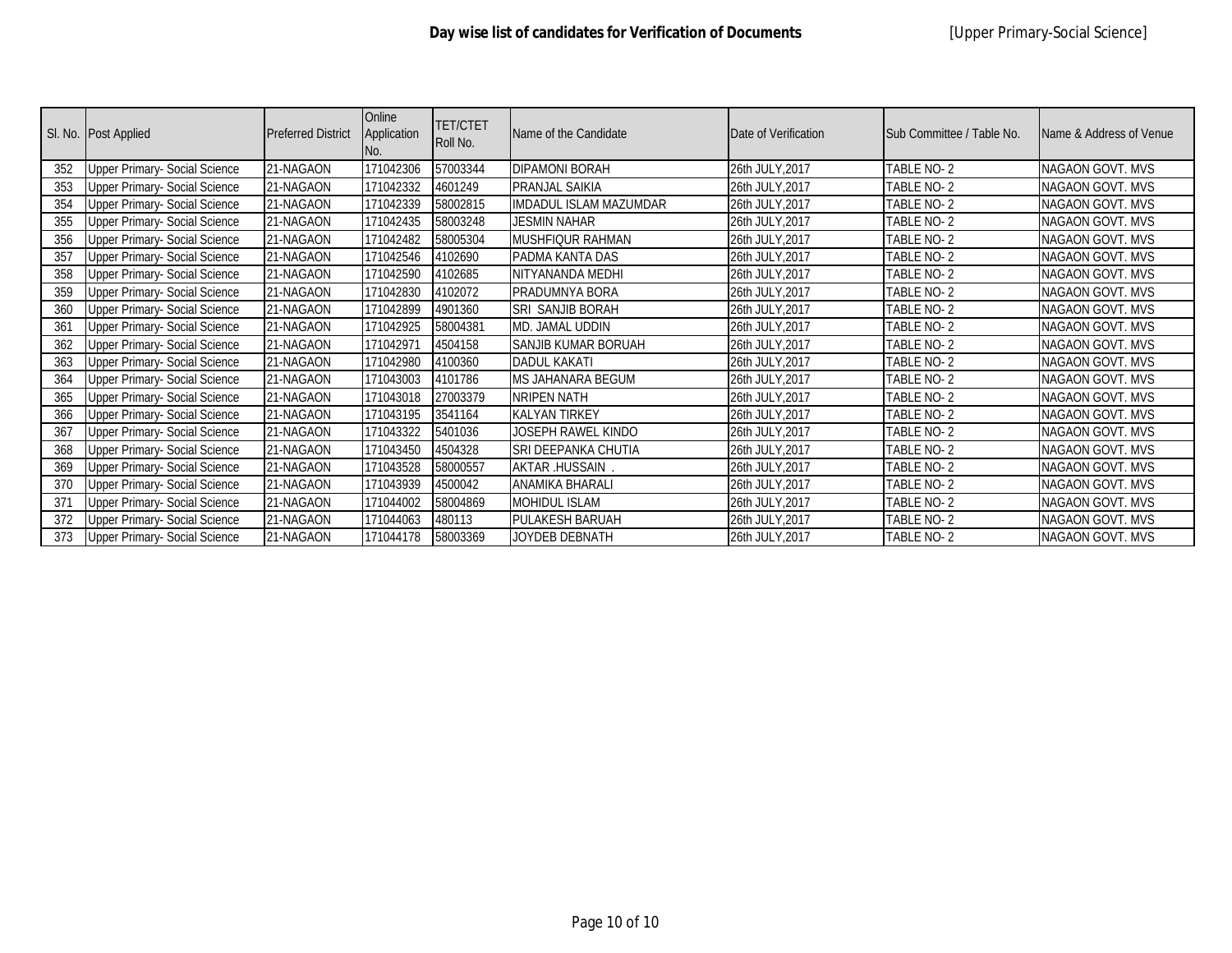# Day wise list of candidates for Verification of Documents

[Upper Primary-Social Science]

| Sl. No. | Post Applied | Preferred District | Online Application No. | TET/CTET Roll No. | Name of the Candidate | Date of Verification | Sub Committee / Table No. | Name & Address of Venue |
|---|---|---|---|---|---|---|---|---|
| 352 | Upper Primary- Social Science | 21-NAGAON | 171042306 | 57003344 | DIPAMONI BORAH | 26th JULY,2017 | TABLE NO- 2 | NAGAON GOVT. MVS |
| 353 | Upper Primary- Social Science | 21-NAGAON | 171042332 | 4601249 | PRANJAL SAIKIA | 26th JULY,2017 | TABLE NO- 2 | NAGAON GOVT. MVS |
| 354 | Upper Primary- Social Science | 21-NAGAON | 171042339 | 58002815 | IMDADUL ISLAM MAZUMDAR | 26th JULY,2017 | TABLE NO- 2 | NAGAON GOVT. MVS |
| 355 | Upper Primary- Social Science | 21-NAGAON | 171042435 | 58003248 | JESMIN NAHAR | 26th JULY,2017 | TABLE NO- 2 | NAGAON GOVT. MVS |
| 356 | Upper Primary- Social Science | 21-NAGAON | 171042482 | 58005304 | MUSHFIQUR RAHMAN | 26th JULY,2017 | TABLE NO- 2 | NAGAON GOVT. MVS |
| 357 | Upper Primary- Social Science | 21-NAGAON | 171042546 | 4102690 | PADMA KANTA DAS | 26th JULY,2017 | TABLE NO- 2 | NAGAON GOVT. MVS |
| 358 | Upper Primary- Social Science | 21-NAGAON | 171042590 | 4102685 | NITYANANDA MEDHI | 26th JULY,2017 | TABLE NO- 2 | NAGAON GOVT. MVS |
| 359 | Upper Primary- Social Science | 21-NAGAON | 171042830 | 4102072 | PRADUMNYA BORA | 26th JULY,2017 | TABLE NO- 2 | NAGAON GOVT. MVS |
| 360 | Upper Primary- Social Science | 21-NAGAON | 171042899 | 4901360 | SRI SANJIB BORAH | 26th JULY,2017 | TABLE NO- 2 | NAGAON GOVT. MVS |
| 361 | Upper Primary- Social Science | 21-NAGAON | 171042925 | 58004381 | MD. JAMAL UDDIN | 26th JULY,2017 | TABLE NO- 2 | NAGAON GOVT. MVS |
| 362 | Upper Primary- Social Science | 21-NAGAON | 171042971 | 4504158 | SANJIB KUMAR BORUAH | 26th JULY,2017 | TABLE NO- 2 | NAGAON GOVT. MVS |
| 363 | Upper Primary- Social Science | 21-NAGAON | 171042980 | 4100360 | DADUL KAKATI | 26th JULY,2017 | TABLE NO- 2 | NAGAON GOVT. MVS |
| 364 | Upper Primary- Social Science | 21-NAGAON | 171043003 | 4101786 | MS JAHANARA BEGUM | 26th JULY,2017 | TABLE NO- 2 | NAGAON GOVT. MVS |
| 365 | Upper Primary- Social Science | 21-NAGAON | 171043018 | 27003379 | NRIPEN NATH | 26th JULY,2017 | TABLE NO- 2 | NAGAON GOVT. MVS |
| 366 | Upper Primary- Social Science | 21-NAGAON | 171043195 | 3541164 | KALYAN TIRKEY | 26th JULY,2017 | TABLE NO- 2 | NAGAON GOVT. MVS |
| 367 | Upper Primary- Social Science | 21-NAGAON | 171043322 | 5401036 | JOSEPH RAWEL KINDO | 26th JULY,2017 | TABLE NO- 2 | NAGAON GOVT. MVS |
| 368 | Upper Primary- Social Science | 21-NAGAON | 171043450 | 4504328 | SRI DEEPANKA CHUTIA | 26th JULY,2017 | TABLE NO- 2 | NAGAON GOVT. MVS |
| 369 | Upper Primary- Social Science | 21-NAGAON | 171043528 | 58000557 | AKTAR .HUSSAIN . | 26th JULY,2017 | TABLE NO- 2 | NAGAON GOVT. MVS |
| 370 | Upper Primary- Social Science | 21-NAGAON | 171043939 | 4500042 | ANAMIKA BHARALI | 26th JULY,2017 | TABLE NO- 2 | NAGAON GOVT. MVS |
| 371 | Upper Primary- Social Science | 21-NAGAON | 171044002 | 58004869 | MOHIDUL ISLAM | 26th JULY,2017 | TABLE NO- 2 | NAGAON GOVT. MVS |
| 372 | Upper Primary- Social Science | 21-NAGAON | 171044063 | 480113 | PULAKESH BARUAH | 26th JULY,2017 | TABLE NO- 2 | NAGAON GOVT. MVS |
| 373 | Upper Primary- Social Science | 21-NAGAON | 171044178 | 58003369 | JOYDEB DEBNATH | 26th JULY,2017 | TABLE NO- 2 | NAGAON GOVT. MVS |